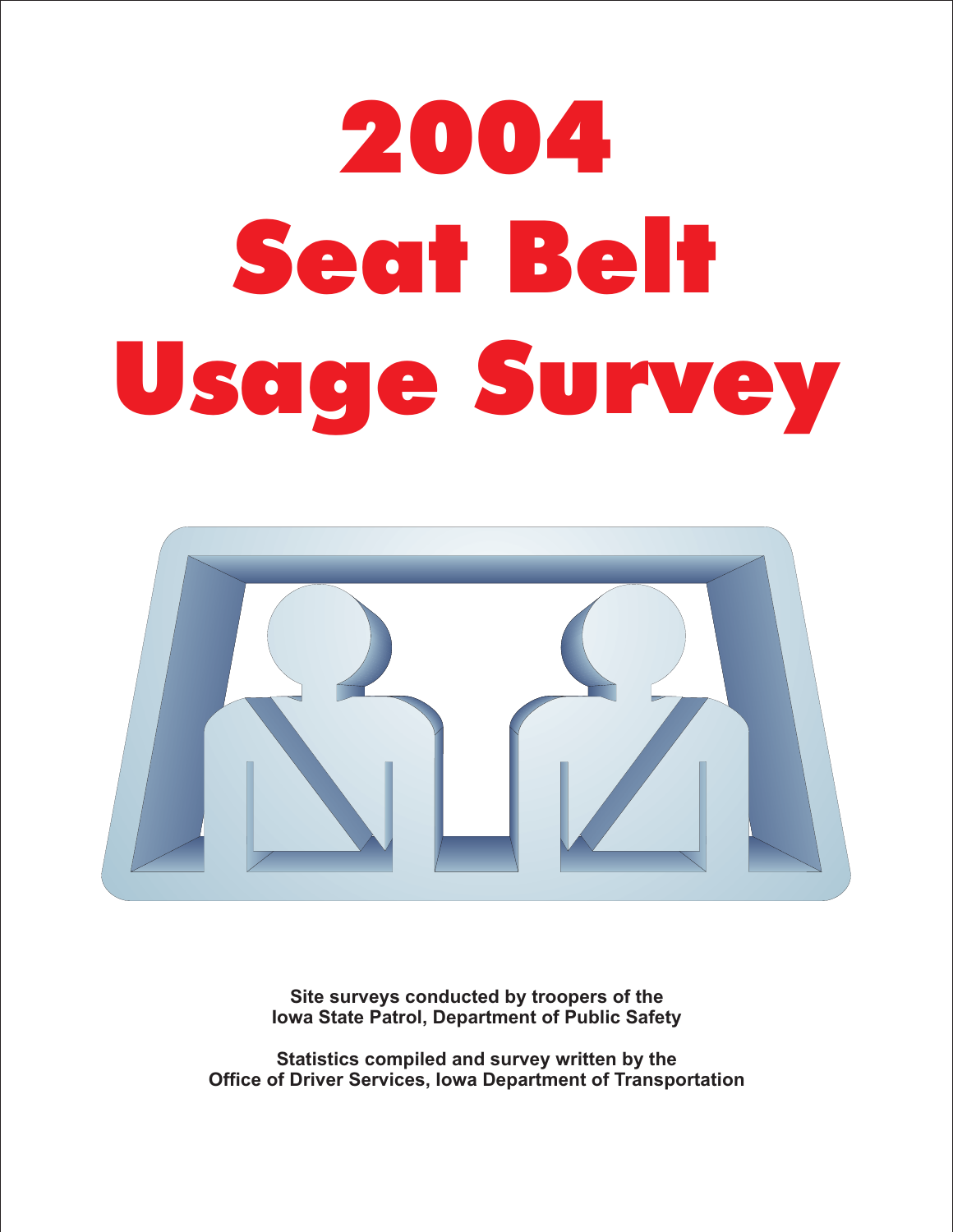# 2004 Seat Belt Usage Survey

**Site surveys conducted by troopers of the Iowa State Patrol, Department of Public Safety**

**Statistics compiled and survey written by the Office of Driver Services, Iowa Department of Transportation**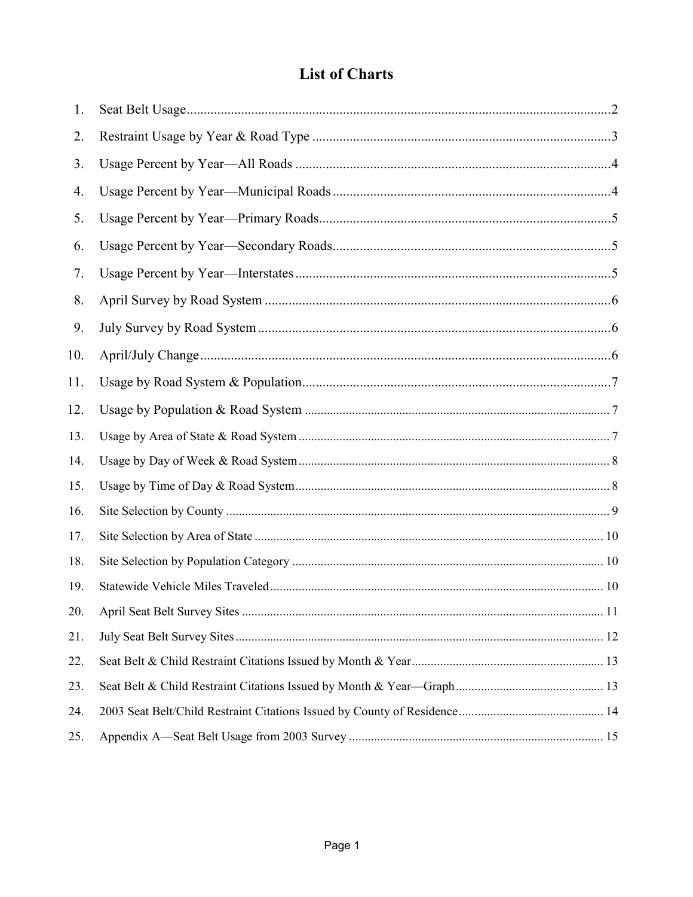# List of Charts

1. Seat Belt Usage....2
2. Restraint Usage by Year & Road Type....3
3. Usage Percent by Year—All Roads....4
4. Usage Percent by Year—Municipal Roads....4
5. Usage Percent by Year—Primary Roads....5
6. Usage Percent by Year—Secondary Roads....5
7. Usage Percent by Year—Interstates....5
8. April Survey by Road System....6
9. July Survey by Road System....6
10. April/July Change....6
11. Usage by Road System & Population....7
12. Usage by Population & Road System....7
13. Usage by Area of State & Road System....7
14. Usage by Day of Week & Road System....8
15. Usage by Time of Day & Road System....8
16. Site Selection by County....9
17. Site Selection by Area of State....10
18. Site Selection by Population Category....10
19. Statewide Vehicle Miles Traveled....10
20. April Seat Belt Survey Sites....11
21. July Seat Belt Survey Sites....12
22. Seat Belt & Child Restraint Citations Issued by Month & Year....13
23. Seat Belt & Child Restraint Citations Issued by Month & Year—Graph....13
24. 2003 Seat Belt/Child Restraint Citations Issued by County of Residence....14
25. Appendix A—Seat Belt Usage from 2003 Survey....15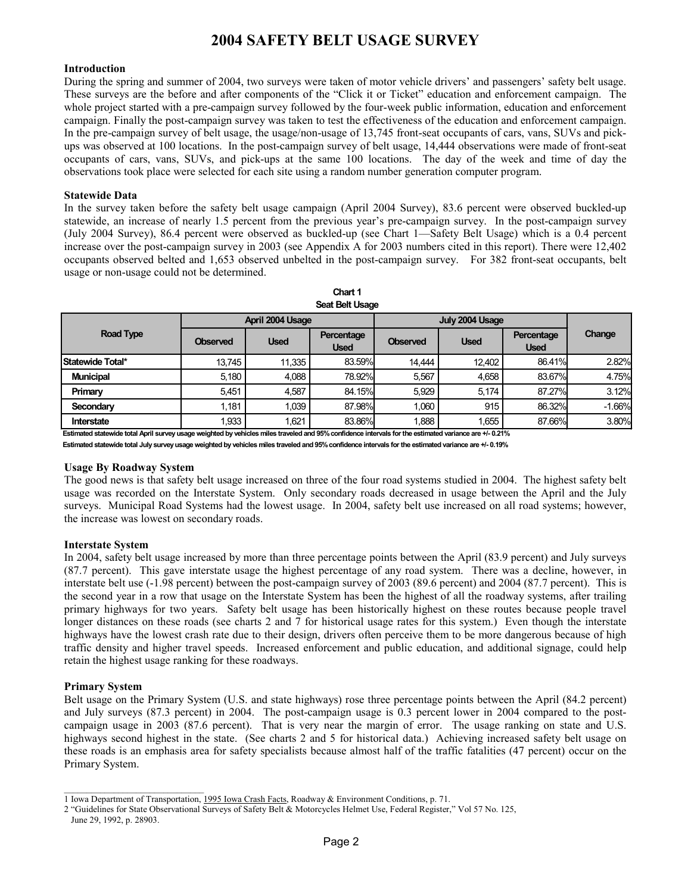# 2004 SAFETY BELT USAGE SURVEY

### Introduction

During the spring and summer of 2004, two surveys were taken of motor vehicle drivers' and passengers' safety belt usage. These surveys are the before and after components of the "Click it or Ticket" education and enforcement campaign. The whole project started with a pre-campaign survey followed by the four-week public information, education and enforcement campaign. Finally the post-campaign survey was taken to test the effectiveness of the education and enforcement campaign. In the pre-campaign survey of belt usage, the usage/non-usage of 13,745 front-seat occupants of cars, vans, SUVs and pick-ups was observed at 100 locations. In the post-campaign survey of belt usage, 14,444 observations were made of front-seat occupants of cars, vans, SUVs, and pick-ups at the same 100 locations. The day of the week and time of day the observations took place were selected for each site using a random number generation computer program.

### Statewide Data

In the survey taken before the safety belt usage campaign (April 2004 Survey), 83.6 percent were observed buckled-up statewide, an increase of nearly 1.5 percent from the previous year's pre-campaign survey. In the post-campaign survey (July 2004 Survey), 86.4 percent were observed as buckled-up (see Chart 1—Safety Belt Usage) which is a 0.4 percent increase over the post-campaign survey in 2003 (see Appendix A for 2003 numbers cited in this report). There were 12,402 occupants observed belted and 1,653 observed unbelted in the post-campaign survey. For 382 front-seat occupants, belt usage or non-usage could not be determined.

**Chart 1**
**Seat Belt Usage**

| Road Type | April 2004 Usage | | | July 2004 Usage | | | Change |
|---|---|---|---|---|---|---|---|
| | Observed | Used | Percentage Used | Observed | Used | Percentage Used | |
| **Statewide Total*** | 13,745 | 11,335 | 83.59% | 14,444 | 12,402 | 86.41% | 2.82% |
| **Municipal** | 5,180 | 4,088 | 78.92% | 5,567 | 4,658 | 83.67% | 4.75% |
| **Primary** | 5,451 | 4,587 | 84.15% | 5,929 | 5,174 | 87.27% | 3.12% |
| **Secondary** | 1,181 | 1,039 | 87.98% | 1,060 | 915 | 86.32% | -1.66% |
| **Interstate** | 1,933 | 1,621 | 83.86% | 1,888 | 1,655 | 87.66% | 3.80% |

**Estimated statewide total April survey usage weighted by vehicles miles traveled and 95% confidence intervals for the estimated variance are +/- 0.21%**

**Estimated statewide total July survey usage weighted by vehicles miles traveled and 95% confidence intervals for the estimated variance are +/- 0.19%**

### Usage By Roadway System

The good news is that safety belt usage increased on three of the four road systems studied in 2004. The highest safety belt usage was recorded on the Interstate System. Only secondary roads decreased in usage between the April and the July surveys. Municipal Road Systems had the lowest usage. In 2004, safety belt use increased on all road systems; however, the increase was lowest on secondary roads.

### Interstate System

In 2004, safety belt usage increased by more than three percentage points between the April (83.9 percent) and July surveys (87.7 percent). This gave interstate usage the highest percentage of any road system. There was a decline, however, in interstate belt use (-1.98 percent) between the post-campaign survey of 2003 (89.6 percent) and 2004 (87.7 percent). This is the second year in a row that usage on the Interstate System has been the highest of all the roadway systems, after trailing primary highways for two years. Safety belt usage has been historically highest on these routes because people travel longer distances on these roads (see charts 2 and 7 for historical usage rates for this system.) Even though the interstate highways have the lowest crash rate due to their design, drivers often perceive them to be more dangerous because of high traffic density and higher travel speeds. Increased enforcement and public education, and additional signage, could help retain the highest usage ranking for these roadways.

### Primary System

Belt usage on the Primary System (U.S. and state highways) rose three percentage points between the April (84.2 percent) and July surveys (87.3 percent) in 2004. The post-campaign usage is 0.3 percent lower in 2004 compared to the post-campaign usage in 2003 (87.6 percent). That is very near the margin of error. The usage ranking on state and U.S. highways second highest in the state. (See charts 2 and 5 for historical data.) Achieving increased safety belt usage on these roads is an emphasis area for safety specialists because almost half of the traffic fatalities (47 percent) occur on the Primary System.

---

1 Iowa Department of Transportation, 1995 Iowa Crash Facts, Roadway & Environment Conditions, p. 71.

2 "Guidelines for State Observational Surveys of Safety Belt & Motorcycles Helmet Use, Federal Register," Vol 57 No. 125, June 29, 1992, p. 28903.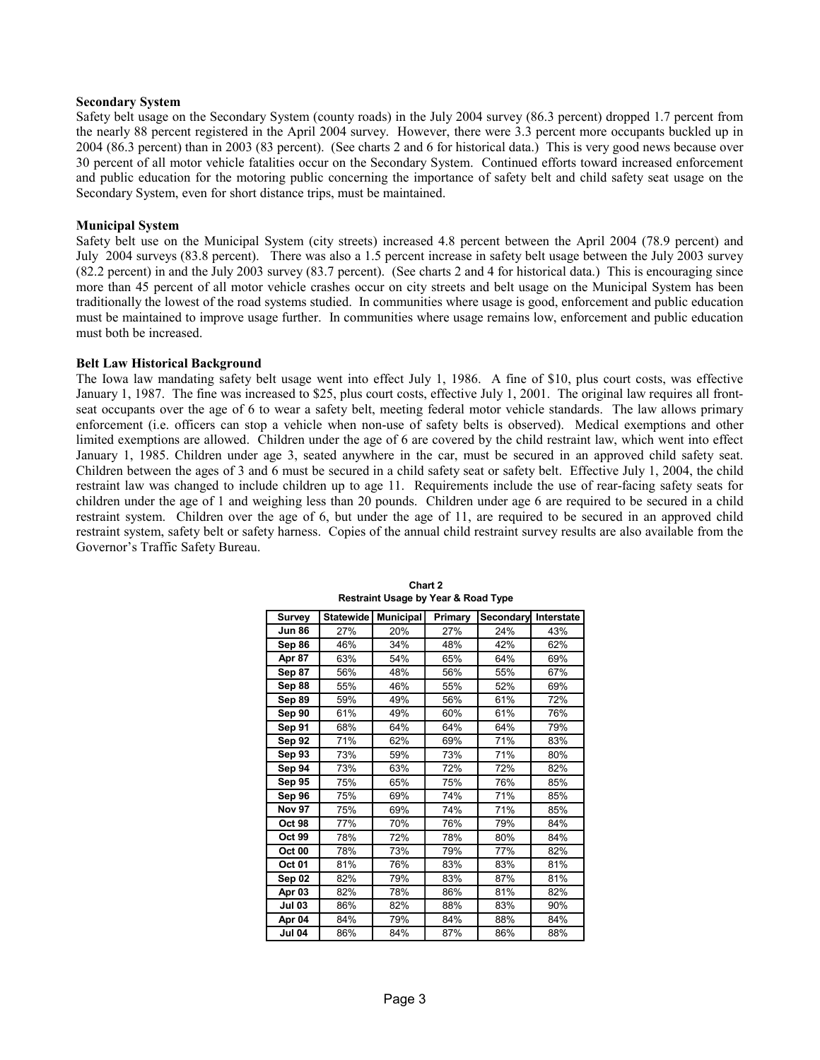**Secondary System**

Safety belt usage on the Secondary System (county roads) in the July 2004 survey (86.3 percent) dropped 1.7 percent from the nearly 88 percent registered in the April 2004 survey. However, there were 3.3 percent more occupants buckled up in 2004 (86.3 percent) than in 2003 (83 percent). (See charts 2 and 6 for historical data.) This is very good news because over 30 percent of all motor vehicle fatalities occur on the Secondary System. Continued efforts toward increased enforcement and public education for the motoring public concerning the importance of safety belt and child safety seat usage on the Secondary System, even for short distance trips, must be maintained.

**Municipal System**

Safety belt use on the Municipal System (city streets) increased 4.8 percent between the April 2004 (78.9 percent) and July 2004 surveys (83.8 percent). There was also a 1.5 percent increase in safety belt usage between the July 2003 survey (82.2 percent) in and the July 2003 survey (83.7 percent). (See charts 2 and 4 for historical data.) This is encouraging since more than 45 percent of all motor vehicle crashes occur on city streets and belt usage on the Municipal System has been traditionally the lowest of the road systems studied. In communities where usage is good, enforcement and public education must be maintained to improve usage further. In communities where usage remains low, enforcement and public education must both be increased.

**Belt Law Historical Background**

The Iowa law mandating safety belt usage went into effect July 1, 1986. A fine of $10, plus court costs, was effective January 1, 1987. The fine was increased to $25, plus court costs, effective July 1, 2001. The original law requires all front-seat occupants over the age of 6 to wear a safety belt, meeting federal motor vehicle standards. The law allows primary enforcement (i.e. officers can stop a vehicle when non-use of safety belts is observed). Medical exemptions and other limited exemptions are allowed. Children under the age of 6 are covered by the child restraint law, which went into effect January 1, 1985. Children under age 3, seated anywhere in the car, must be secured in an approved child safety seat. Children between the ages of 3 and 6 must be secured in a child safety seat or safety belt. Effective July 1, 2004, the child restraint law was changed to include children up to age 11. Requirements include the use of rear-facing safety seats for children under the age of 1 and weighing less than 20 pounds. Children under age 6 are required to be secured in a child restraint system. Children over the age of 6, but under the age of 11, are required to be secured in an approved child restraint system, safety belt or safety harness. Copies of the annual child restraint survey results are also available from the Governor's Traffic Safety Bureau.

**Chart 2**
**Restraint Usage by Year & Road Type**

| Survey | Statewide | Municipal | Primary | Secondary | Interstate |
|---|---|---|---|---|---|
| Jun 86 | 27% | 20% | 27% | 24% | 43% |
| Sep 86 | 46% | 34% | 48% | 42% | 62% |
| Apr 87 | 63% | 54% | 65% | 64% | 69% |
| Sep 87 | 56% | 48% | 56% | 55% | 67% |
| Sep 88 | 55% | 46% | 55% | 52% | 69% |
| Sep 89 | 59% | 49% | 56% | 61% | 72% |
| Sep 90 | 61% | 49% | 60% | 61% | 76% |
| Sep 91 | 68% | 64% | 64% | 64% | 79% |
| Sep 92 | 71% | 62% | 69% | 71% | 83% |
| Sep 93 | 73% | 59% | 73% | 71% | 80% |
| Sep 94 | 73% | 63% | 72% | 72% | 82% |
| Sep 95 | 75% | 65% | 75% | 76% | 85% |
| Sep 96 | 75% | 69% | 74% | 71% | 85% |
| Nov 97 | 75% | 69% | 74% | 71% | 85% |
| Oct 98 | 77% | 70% | 76% | 79% | 84% |
| Oct 99 | 78% | 72% | 78% | 80% | 84% |
| Oct 00 | 78% | 73% | 79% | 77% | 82% |
| Oct 01 | 81% | 76% | 83% | 83% | 81% |
| Sep 02 | 82% | 79% | 83% | 87% | 81% |
| Apr 03 | 82% | 78% | 86% | 81% | 82% |
| Jul 03 | 86% | 82% | 88% | 83% | 90% |
| Apr 04 | 84% | 79% | 84% | 88% | 84% |
| Jul 04 | 86% | 84% | 87% | 86% | 88% |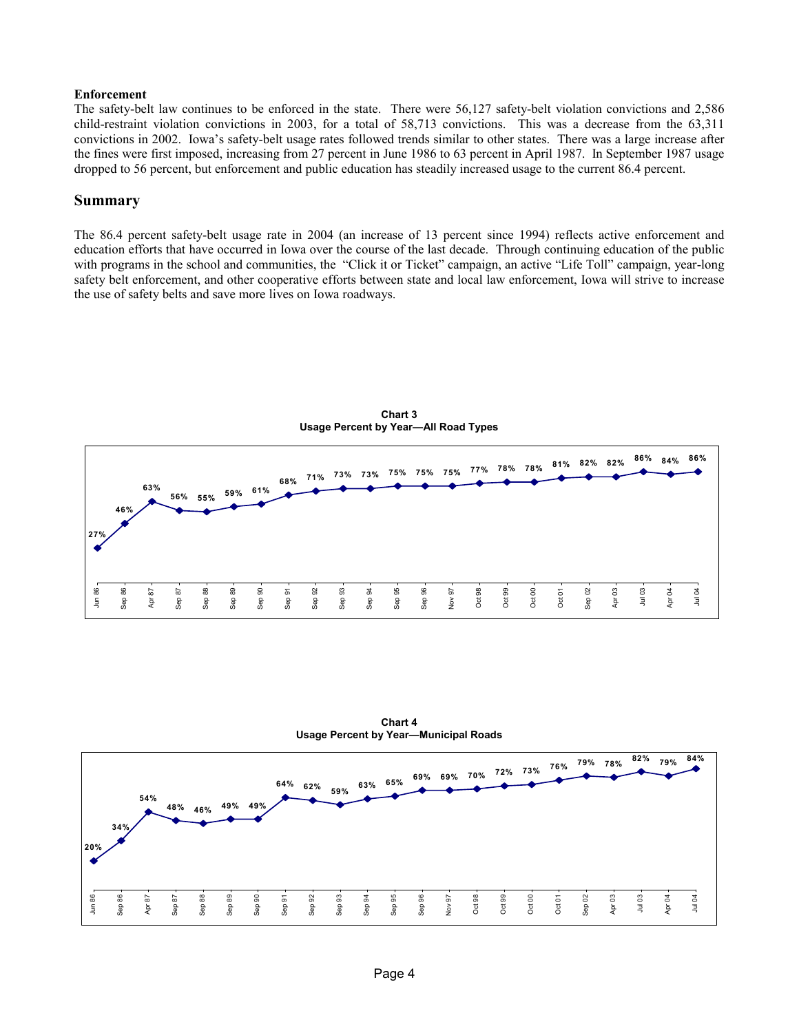**Enforcement**

The safety-belt law continues to be enforced in the state. There were 56,127 safety-belt violation convictions and 2,586 child-restraint violation convictions in 2003, for a total of 58,713 convictions. This was a decrease from the 63,311 convictions in 2002. Iowa's safety-belt usage rates followed trends similar to other states. There was a large increase after the fines were first imposed, increasing from 27 percent in June 1986 to 63 percent in April 1987. In September 1987 usage dropped to 56 percent, but enforcement and public education has steadily increased usage to the current 86.4 percent.

## Summary

The 86.4 percent safety-belt usage rate in 2004 (an increase of 13 percent since 1994) reflects active enforcement and education efforts that have occurred in Iowa over the course of the last decade. Through continuing education of the public with programs in the school and communities, the "Click it or Ticket" campaign, an active "Life Toll" campaign, year-long safety belt enforcement, and other cooperative efforts between state and local law enforcement, Iowa will strive to increase the use of safety belts and save more lives on Iowa roadways.

**Chart 3**
**Usage Percent by Year—All Road Types**

| Jun 86 | Sep 86 | Apr 87 | Sep 87 | Sep 88 | Sep 89 | Sep 90 | Sep 91 | Sep 92 | Sep 93 | Sep 94 | Sep 95 | Sep 96 | Nov 97 | Oct 98 | Oct 99 | Oct 00 | Oct 01 | Sep 02 | Apr 03 | Jul 03 | Apr 04 | Jul 04 |
|---|---|---|---|---|---|---|---|---|---|---|---|---|---|---|---|---|---|---|---|---|---|---|
| 27% | 46% | 63% | 56% | 55% | 59% | 61% | 68% | 71% | 73% | 73% | 75% | 75% | 75% | 77% | 78% | 78% | 81% | 82% | 82% | 86% | 84% | 86% |

**Chart 4**
**Usage Percent by Year—Municipal Roads**

| Jun 86 | Sep 86 | Apr 87 | Sep 87 | Sep 88 | Sep 89 | Sep 90 | Sep 91 | Sep 92 | Sep 93 | Sep 94 | Sep 95 | Sep 96 | Nov 97 | Oct 98 | Oct 99 | Oct 00 | Oct 01 | Sep 02 | Apr 03 | Jul 03 | Apr 04 | Jul 04 |
|---|---|---|---|---|---|---|---|---|---|---|---|---|---|---|---|---|---|---|---|---|---|---|
| 20% | 34% | 54% | 48% | 46% | 49% | 49% | 64% | 62% | 59% | 63% | 65% | 69% | 69% | 70% | 72% | 73% | 76% | 79% | 78% | 82% | 79% | 84% |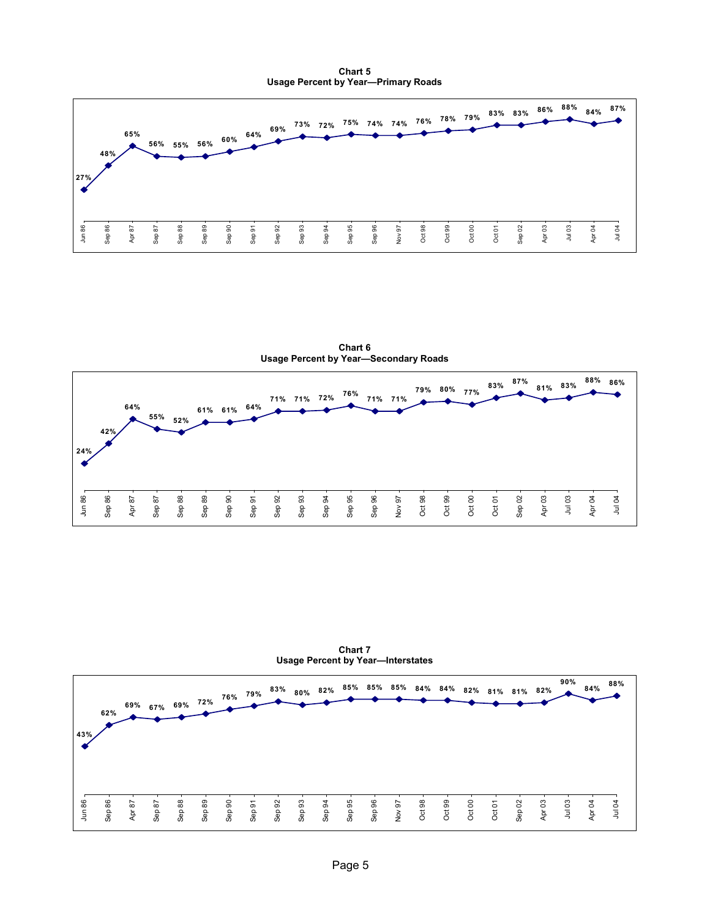**Chart 5**
**Usage Percent by Year—Primary Roads**

| Jun 86 | Sep 86 | Apr 87 | Sep 87 | Sep 88 | Sep 89 | Sep 90 | Sep 91 | Sep 92 | Sep 93 | Sep 94 | Sep 95 | Sep 96 | Nov 97 | Oct 98 | Oct 99 | Oct 00 | Oct 01 | Sep 02 | Apr 03 | Jul 03 | Apr 04 | Jul 04 |
|---|---|---|---|---|---|---|---|---|---|---|---|---|---|---|---|---|---|---|---|---|---|---|
| 27% | 48% | 65% | 56% | 55% | 56% | 60% | 64% | 69% | 73% | 72% | 75% | 74% | 74% | 76% | 78% | 79% | 83% | 83% | 86% | 88% | 84% | 87% |

**Chart 6**
**Usage Percent by Year—Secondary Roads**

| Jun 86 | Sep 86 | Apr 87 | Sep 87 | Sep 88 | Sep 89 | Sep 90 | Sep 91 | Sep 92 | Sep 93 | Sep 94 | Sep 95 | Sep 96 | Nov 97 | Oct 98 | Oct 99 | Oct 00 | Oct 01 | Sep 02 | Apr 03 | Jul 03 | Apr 04 | Jul 04 |
|---|---|---|---|---|---|---|---|---|---|---|---|---|---|---|---|---|---|---|---|---|---|---|
| 24% | 42% | 64% | 55% | 52% | 61% | 61% | 64% | 71% | 71% | 72% | 76% | 71% | 71% | 79% | 80% | 77% | 83% | 87% | 81% | 83% | 88% | 86% |

**Chart 7**
**Usage Percent by Year—Interstates**

| Jun 86 | Sep 86 | Apr 87 | Sep 87 | Sep 88 | Sep 89 | Sep 90 | Sep 91 | Sep 92 | Sep 93 | Sep 94 | Sep 95 | Sep 96 | Nov 97 | Oct 98 | Oct 99 | Oct 00 | Oct 01 | Sep 02 | Apr 03 | Jul 03 | Apr 04 | Jul 04 |
|---|---|---|---|---|---|---|---|---|---|---|---|---|---|---|---|---|---|---|---|---|---|---|
| 43% | 62% | 69% | 67% | 69% | 72% | 76% | 79% | 83% | 80% | 82% | 85% | 85% | 85% | 84% | 84% | 82% | 81% | 81% | 82% | 90% | 84% | 88% |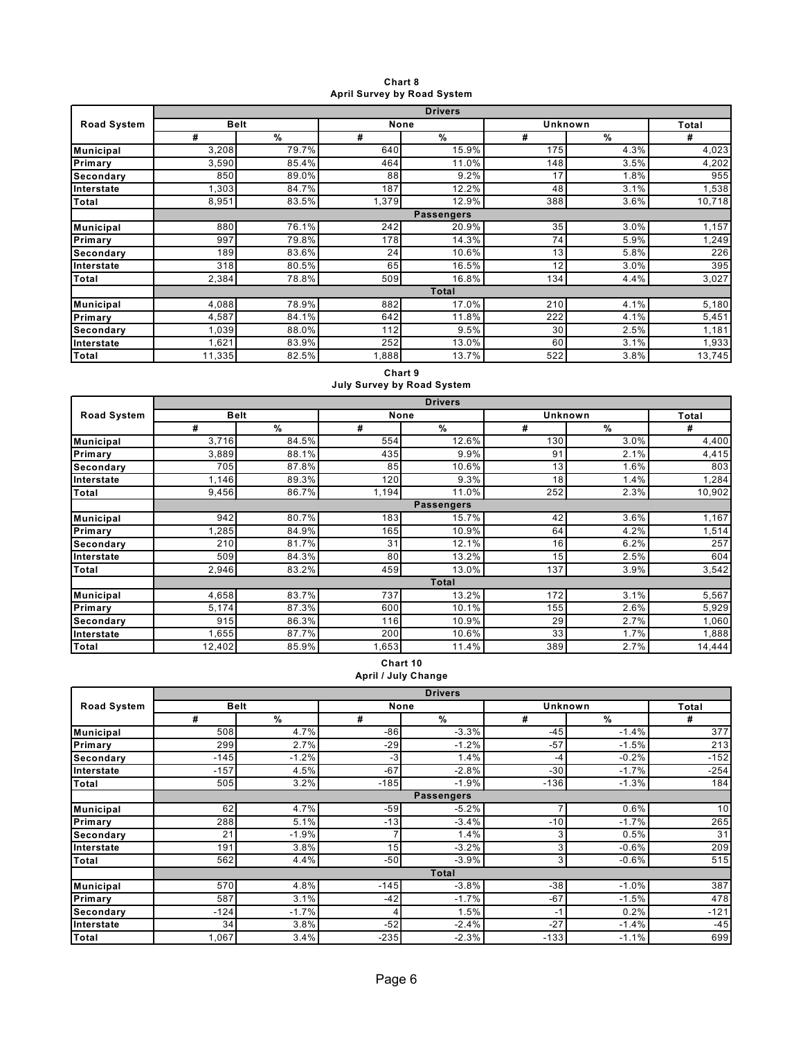**Chart 8**
**April Survey by Road System**

| Road System | Belt | | None | | Unknown | | Total |
|---|---|---|---|---|---|---|---|
| | # | % | # | % | # | % | # |
| | **Drivers** | | | | | | |
| Municipal | 3,208 | 79.7% | 640 | 15.9% | 175 | 4.3% | 4,023 |
| Primary | 3,590 | 85.4% | 464 | 11.0% | 148 | 3.5% | 4,202 |
| Secondary | 850 | 89.0% | 88 | 9.2% | 17 | 1.8% | 955 |
| Interstate | 1,303 | 84.7% | 187 | 12.2% | 48 | 3.1% | 1,538 |
| Total | 8,951 | 83.5% | 1,379 | 12.9% | 388 | 3.6% | 10,718 |
| | **Passengers** | | | | | | |
| Municipal | 880 | 76.1% | 242 | 20.9% | 35 | 3.0% | 1,157 |
| Primary | 997 | 79.8% | 178 | 14.3% | 74 | 5.9% | 1,249 |
| Secondary | 189 | 83.6% | 24 | 10.6% | 13 | 5.8% | 226 |
| Interstate | 318 | 80.5% | 65 | 16.5% | 12 | 3.0% | 395 |
| Total | 2,384 | 78.8% | 509 | 16.8% | 134 | 4.4% | 3,027 |
| | **Total** | | | | | | |
| Municipal | 4,088 | 78.9% | 882 | 17.0% | 210 | 4.1% | 5,180 |
| Primary | 4,587 | 84.1% | 642 | 11.8% | 222 | 4.1% | 5,451 |
| Secondary | 1,039 | 88.0% | 112 | 9.5% | 30 | 2.5% | 1,181 |
| Interstate | 1,621 | 83.9% | 252 | 13.0% | 60 | 3.1% | 1,933 |
| Total | 11,335 | 82.5% | 1,888 | 13.7% | 522 | 3.8% | 13,745 |

**Chart 9**
**July Survey by Road System**

| Road System | Belt | | None | | Unknown | | Total |
|---|---|---|---|---|---|---|---|
| | # | % | # | % | # | % | # |
| | **Drivers** | | | | | | |
| Municipal | 3,716 | 84.5% | 554 | 12.6% | 130 | 3.0% | 4,400 |
| Primary | 3,889 | 88.1% | 435 | 9.9% | 91 | 2.1% | 4,415 |
| Secondary | 705 | 87.8% | 85 | 10.6% | 13 | 1.6% | 803 |
| Interstate | 1,146 | 89.3% | 120 | 9.3% | 18 | 1.4% | 1,284 |
| Total | 9,456 | 86.7% | 1,194 | 11.0% | 252 | 2.3% | 10,902 |
| | **Passengers** | | | | | | |
| Municipal | 942 | 80.7% | 183 | 15.7% | 42 | 3.6% | 1,167 |
| Primary | 1,285 | 84.9% | 165 | 10.9% | 64 | 4.2% | 1,514 |
| Secondary | 210 | 81.7% | 31 | 12.1% | 16 | 6.2% | 257 |
| Interstate | 509 | 84.3% | 80 | 13.2% | 15 | 2.5% | 604 |
| Total | 2,946 | 83.2% | 459 | 13.0% | 137 | 3.9% | 3,542 |
| | **Total** | | | | | | |
| Municipal | 4,658 | 83.7% | 737 | 13.2% | 172 | 3.1% | 5,567 |
| Primary | 5,174 | 87.3% | 600 | 10.1% | 155 | 2.6% | 5,929 |
| Secondary | 915 | 86.3% | 116 | 10.9% | 29 | 2.7% | 1,060 |
| Interstate | 1,655 | 87.7% | 200 | 10.6% | 33 | 1.7% | 1,888 |
| Total | 12,402 | 85.9% | 1,653 | 11.4% | 389 | 2.7% | 14,444 |

**Chart 10**
**April / July Change**

| Road System | Belt | | None | | Unknown | | Total |
|---|---|---|---|---|---|---|---|
| | # | % | # | % | # | % | # |
| | **Drivers** | | | | | | |
| Municipal | 508 | 4.7% | -86 | -3.3% | -45 | -1.4% | 377 |
| Primary | 299 | 2.7% | -29 | -1.2% | -57 | -1.5% | 213 |
| Secondary | -145 | -1.2% | -3 | 1.4% | -4 | -0.2% | -152 |
| Interstate | -157 | 4.5% | -67 | -2.8% | -30 | -1.7% | -254 |
| Total | 505 | 3.2% | -185 | -1.9% | -136 | -1.3% | 184 |
| | **Passengers** | | | | | | |
| Municipal | 62 | 4.7% | -59 | -5.2% | 7 | 0.6% | 10 |
| Primary | 288 | 5.1% | -13 | -3.4% | -10 | -1.7% | 265 |
| Secondary | 21 | -1.9% | 7 | 1.4% | 3 | 0.5% | 31 |
| Interstate | 191 | 3.8% | 15 | -3.2% | 3 | -0.6% | 209 |
| Total | 562 | 4.4% | -50 | -3.9% | 3 | -0.6% | 515 |
| | **Total** | | | | | | |
| Municipal | 570 | 4.8% | -145 | -3.8% | -38 | -1.0% | 387 |
| Primary | 587 | 3.1% | -42 | -1.7% | -67 | -1.5% | 478 |
| Secondary | -124 | -1.7% | 4 | 1.5% | -1 | 0.2% | -121 |
| Interstate | 34 | 3.8% | -52 | -2.4% | -27 | -1.4% | -45 |
| Total | 1,067 | 3.4% | -235 | -2.3% | -133 | -1.1% | 699 |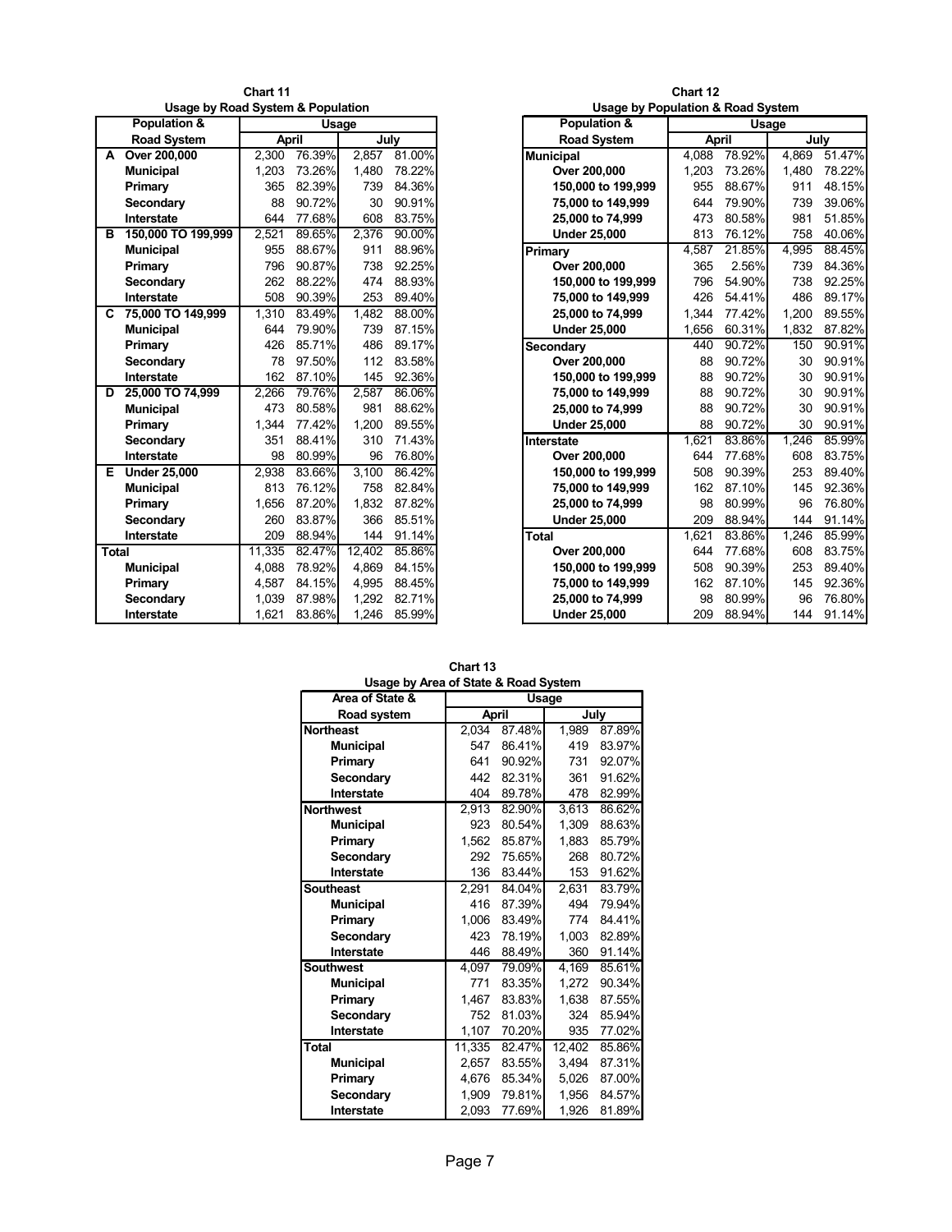**Chart 11**

**Usage by Road System & Population**

| | Population & Road System | Usage | | | |
|---|---|---|---|---|---|
| | | April | | July | |
| A | Over 200,000 | 2,300 | 76.39% | 2,857 | 81.00% |
| | Municipal | 1,203 | 73.26% | 1,480 | 78.22% |
| | Primary | 365 | 82.39% | 739 | 84.36% |
| | Secondary | 88 | 90.72% | 30 | 90.91% |
| | Interstate | 644 | 77.68% | 608 | 83.75% |
| B | 150,000 TO 199,999 | 2,521 | 89.65% | 2,376 | 90.00% |
| | Municipal | 955 | 88.67% | 911 | 88.96% |
| | Primary | 796 | 90.87% | 738 | 92.25% |
| | Secondary | 262 | 88.22% | 474 | 88.93% |
| | Interstate | 508 | 90.39% | 253 | 89.40% |
| C | 75,000 TO 149,999 | 1,310 | 83.49% | 1,482 | 88.00% |
| | Municipal | 644 | 79.90% | 739 | 87.15% |
| | Primary | 426 | 85.71% | 486 | 89.17% |
| | Secondary | 78 | 97.50% | 112 | 83.58% |
| | Interstate | 162 | 87.10% | 145 | 92.36% |
| D | 25,000 TO 74,999 | 2,266 | 79.76% | 2,587 | 86.06% |
| | Municipal | 473 | 80.58% | 981 | 88.62% |
| | Primary | 1,344 | 77.42% | 1,200 | 89.55% |
| | Secondary | 351 | 88.41% | 310 | 71.43% |
| | Interstate | 98 | 80.99% | 96 | 76.80% |
| E | Under 25,000 | 2,938 | 83.66% | 3,100 | 86.42% |
| | Municipal | 813 | 76.12% | 758 | 82.84% |
| | Primary | 1,656 | 87.20% | 1,832 | 87.82% |
| | Secondary | 260 | 83.87% | 366 | 85.51% |
| | Interstate | 209 | 88.94% | 144 | 91.14% |
| Total | | 11,335 | 82.47% | 12,402 | 85.86% |
| | Municipal | 4,088 | 78.92% | 4,869 | 84.15% |
| | Primary | 4,587 | 84.15% | 4,995 | 88.45% |
| | Secondary | 1,039 | 87.98% | 1,292 | 82.71% |
| | Interstate | 1,621 | 83.86% | 1,246 | 85.99% |

**Chart 12**

**Usage by Population & Road System**

| Population & Road System | Usage | | | |
|---|---|---|---|---|
| | April | | July | |
| Municipal | 4,088 | 78.92% | 4,869 | 51.47% |
| Over 200,000 | 1,203 | 73.26% | 1,480 | 78.22% |
| 150,000 to 199,999 | 955 | 88.67% | 911 | 48.15% |
| 75,000 to 149,999 | 644 | 79.90% | 739 | 39.06% |
| 25,000 to 74,999 | 473 | 80.58% | 981 | 51.85% |
| Under 25,000 | 813 | 76.12% | 758 | 40.06% |
| Primary | 4,587 | 21.85% | 4,995 | 88.45% |
| Over 200,000 | 365 | 2.56% | 739 | 84.36% |
| 150,000 to 199,999 | 796 | 54.90% | 738 | 92.25% |
| 75,000 to 149,999 | 426 | 54.41% | 486 | 89.17% |
| 25,000 to 74,999 | 1,344 | 77.42% | 1,200 | 89.55% |
| Under 25,000 | 1,656 | 60.31% | 1,832 | 87.82% |
| Secondary | 440 | 90.72% | 150 | 90.91% |
| Over 200,000 | 88 | 90.72% | 30 | 90.91% |
| 150,000 to 199,999 | 88 | 90.72% | 30 | 90.91% |
| 75,000 to 149,999 | 88 | 90.72% | 30 | 90.91% |
| 25,000 to 74,999 | 88 | 90.72% | 30 | 90.91% |
| Under 25,000 | 88 | 90.72% | 30 | 90.91% |
| Interstate | 1,621 | 83.86% | 1,246 | 85.99% |
| Over 200,000 | 644 | 77.68% | 608 | 83.75% |
| 150,000 to 199,999 | 508 | 90.39% | 253 | 89.40% |
| 75,000 to 149,999 | 162 | 87.10% | 145 | 92.36% |
| 25,000 to 74,999 | 98 | 80.99% | 96 | 76.80% |
| Under 25,000 | 209 | 88.94% | 144 | 91.14% |
| Total | 1,621 | 83.86% | 1,246 | 85.99% |
| Over 200,000 | 644 | 77.68% | 608 | 83.75% |
| 150,000 to 199,999 | 508 | 90.39% | 253 | 89.40% |
| 75,000 to 149,999 | 162 | 87.10% | 145 | 92.36% |
| 25,000 to 74,999 | 98 | 80.99% | 96 | 76.80% |
| Under 25,000 | 209 | 88.94% | 144 | 91.14% |

**Chart 13**

**Usage by Area of State & Road System**

| Area of State & Road system | Usage | | | |
|---|---|---|---|---|
| | April | | July | |
| Northeast | 2,034 | 87.48% | 1,989 | 87.89% |
| Municipal | 547 | 86.41% | 419 | 83.97% |
| Primary | 641 | 90.92% | 731 | 92.07% |
| Secondary | 442 | 82.31% | 361 | 91.62% |
| Interstate | 404 | 89.78% | 478 | 82.99% |
| Northwest | 2,913 | 82.90% | 3,613 | 86.62% |
| Municipal | 923 | 80.54% | 1,309 | 88.63% |
| Primary | 1,562 | 85.87% | 1,883 | 85.79% |
| Secondary | 292 | 75.65% | 268 | 80.72% |
| Interstate | 136 | 83.44% | 153 | 91.62% |
| Southeast | 2,291 | 84.04% | 2,631 | 83.79% |
| Municipal | 416 | 87.39% | 494 | 79.94% |
| Primary | 1,006 | 83.49% | 774 | 84.41% |
| Secondary | 423 | 78.19% | 1,003 | 82.89% |
| Interstate | 446 | 88.49% | 360 | 91.14% |
| Southwest | 4,097 | 79.09% | 4,169 | 85.61% |
| Municipal | 771 | 83.35% | 1,272 | 90.34% |
| Primary | 1,467 | 83.83% | 1,638 | 87.55% |
| Secondary | 752 | 81.03% | 324 | 85.94% |
| Interstate | 1,107 | 70.20% | 935 | 77.02% |
| Total | 11,335 | 82.47% | 12,402 | 85.86% |
| Municipal | 2,657 | 83.55% | 3,494 | 87.31% |
| Primary | 4,676 | 85.34% | 5,026 | 87.00% |
| Secondary | 1,909 | 79.81% | 1,956 | 84.57% |
| Interstate | 2,093 | 77.69% | 1,926 | 81.89% |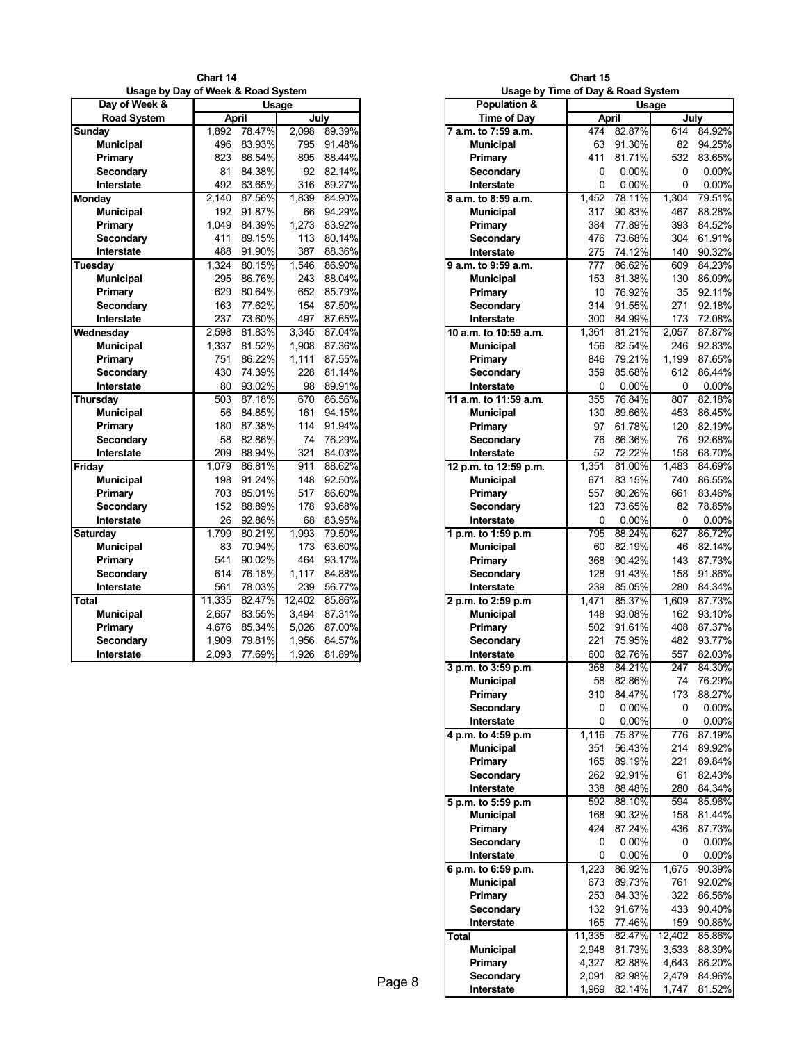## Chart 14

### Usage by Day of Week & Road System

| Day of Week & Road System | Usage | | | |
|---|---|---|---|---|
| | April | | July | |
| **Sunday** | 1,892 | 78.47% | 2,098 | 89.39% |
| Municipal | 496 | 83.93% | 795 | 91.48% |
| Primary | 823 | 86.54% | 895 | 88.44% |
| Secondary | 81 | 84.38% | 92 | 82.14% |
| Interstate | 492 | 63.65% | 316 | 89.27% |
| **Monday** | 2,140 | 87.56% | 1,839 | 84.90% |
| Municipal | 192 | 91.87% | 66 | 94.29% |
| Primary | 1,049 | 84.39% | 1,273 | 83.92% |
| Secondary | 411 | 89.15% | 113 | 80.14% |
| Interstate | 488 | 91.90% | 387 | 88.36% |
| **Tuesday** | 1,324 | 80.15% | 1,546 | 86.90% |
| Municipal | 295 | 86.76% | 243 | 88.04% |
| Primary | 629 | 80.64% | 652 | 85.79% |
| Secondary | 163 | 77.62% | 154 | 87.50% |
| Interstate | 237 | 73.60% | 497 | 87.65% |
| **Wednesday** | 2,598 | 81.83% | 3,345 | 87.04% |
| Municipal | 1,337 | 81.52% | 1,908 | 87.36% |
| Primary | 751 | 86.22% | 1,111 | 87.55% |
| Secondary | 430 | 74.39% | 228 | 81.14% |
| Interstate | 80 | 93.02% | 98 | 89.91% |
| **Thursday** | 503 | 87.18% | 670 | 86.56% |
| Municipal | 56 | 84.85% | 161 | 94.15% |
| Primary | 180 | 87.38% | 114 | 91.94% |
| Secondary | 58 | 82.86% | 74 | 76.29% |
| Interstate | 209 | 88.94% | 321 | 84.03% |
| **Friday** | 1,079 | 86.81% | 911 | 88.62% |
| Municipal | 198 | 91.24% | 148 | 92.50% |
| Primary | 703 | 85.01% | 517 | 86.60% |
| Secondary | 152 | 88.89% | 178 | 93.68% |
| Interstate | 26 | 92.86% | 68 | 83.95% |
| **Saturday** | 1,799 | 80.21% | 1,993 | 79.50% |
| Municipal | 83 | 70.94% | 173 | 63.60% |
| Primary | 541 | 90.02% | 464 | 93.17% |
| Secondary | 614 | 76.18% | 1,117 | 84.88% |
| Interstate | 561 | 78.03% | 239 | 56.77% |
| **Total** | 11,335 | 82.47% | 12,402 | 85.86% |
| Municipal | 2,657 | 83.55% | 3,494 | 87.31% |
| Primary | 4,676 | 85.34% | 5,026 | 87.00% |
| Secondary | 1,909 | 79.81% | 1,956 | 84.57% |
| Interstate | 2,093 | 77.69% | 1,926 | 81.89% |

## Chart 15

### Usage by Time of Day & Road System

| Population & Time of Day | Usage | | | |
|---|---|---|---|---|
| | April | | July | |
| **7 a.m. to 7:59 a.m.** | 474 | 82.87% | 614 | 84.92% |
| Municipal | 63 | 91.30% | 82 | 94.25% |
| Primary | 411 | 81.71% | 532 | 83.65% |
| Secondary | 0 | 0.00% | 0 | 0.00% |
| Interstate | 0 | 0.00% | 0 | 0.00% |
| **8 a.m. to 8:59 a.m.** | 1,452 | 78.11% | 1,304 | 79.51% |
| Municipal | 317 | 90.83% | 467 | 88.28% |
| Primary | 384 | 77.89% | 393 | 84.52% |
| Secondary | 476 | 73.68% | 304 | 61.91% |
| Interstate | 275 | 74.12% | 140 | 90.32% |
| **9 a.m. to 9:59 a.m.** | 777 | 86.62% | 609 | 84.23% |
| Municipal | 153 | 81.38% | 130 | 86.09% |
| Primary | 10 | 76.92% | 35 | 92.11% |
| Secondary | 314 | 91.55% | 271 | 92.18% |
| Interstate | 300 | 84.99% | 173 | 72.08% |
| **10 a.m. to 10:59 a.m.** | 1,361 | 81.21% | 2,057 | 87.87% |
| Municipal | 156 | 82.54% | 246 | 92.83% |
| Primary | 846 | 79.21% | 1,199 | 87.65% |
| Secondary | 359 | 85.68% | 612 | 86.44% |
| Interstate | 0 | 0.00% | 0 | 0.00% |
| **11 a.m. to 11:59 a.m.** | 355 | 76.84% | 807 | 82.18% |
| Municipal | 130 | 89.66% | 453 | 86.45% |
| Primary | 97 | 61.78% | 120 | 82.19% |
| Secondary | 76 | 86.36% | 76 | 92.68% |
| Interstate | 52 | 72.22% | 158 | 68.70% |
| **12 p.m. to 12:59 p.m.** | 1,351 | 81.00% | 1,483 | 84.69% |
| Municipal | 671 | 83.15% | 740 | 86.55% |
| Primary | 557 | 80.26% | 661 | 83.46% |
| Secondary | 123 | 73.65% | 82 | 78.85% |
| Interstate | 0 | 0.00% | 0 | 0.00% |
| **1 p.m. to 1:59 p.m** | 795 | 88.24% | 627 | 86.72% |
| Municipal | 60 | 82.19% | 46 | 82.14% |
| Primary | 368 | 90.42% | 143 | 87.73% |
| Secondary | 128 | 91.43% | 158 | 91.86% |
| Interstate | 239 | 85.05% | 280 | 84.34% |
| **2 p.m. to 2:59 p.m** | 1,471 | 85.37% | 1,609 | 87.73% |
| Municipal | 148 | 93.08% | 162 | 93.10% |
| Primary | 502 | 91.61% | 408 | 87.37% |
| Secondary | 221 | 75.95% | 482 | 93.77% |
| Interstate | 600 | 82.76% | 557 | 82.03% |
| **3 p.m. to 3:59 p.m** | 368 | 84.21% | 247 | 84.30% |
| Municipal | 58 | 82.86% | 74 | 76.29% |
| Primary | 310 | 84.47% | 173 | 88.27% |
| Secondary | 0 | 0.00% | 0 | 0.00% |
| Interstate | 0 | 0.00% | 0 | 0.00% |
| **4 p.m. to 4:59 p.m** | 1,116 | 75.87% | 776 | 87.19% |
| Municipal | 351 | 56.43% | 214 | 89.92% |
| Primary | 165 | 89.19% | 221 | 89.84% |
| Secondary | 262 | 92.91% | 61 | 82.43% |
| Interstate | 338 | 88.48% | 280 | 84.34% |
| **5 p.m. to 5:59 p.m** | 592 | 88.10% | 594 | 85.96% |
| Municipal | 168 | 90.32% | 158 | 81.44% |
| Primary | 424 | 87.24% | 436 | 87.73% |
| Secondary | 0 | 0.00% | 0 | 0.00% |
| Interstate | 0 | 0.00% | 0 | 0.00% |
| **6 p.m. to 6:59 p.m.** | 1,223 | 86.92% | 1,675 | 90.39% |
| Municipal | 673 | 89.73% | 761 | 92.02% |
| Primary | 253 | 84.33% | 322 | 86.56% |
| Secondary | 132 | 91.67% | 433 | 90.40% |
| Interstate | 165 | 77.46% | 159 | 90.86% |
| **Total** | 11,335 | 82.47% | 12,402 | 85.86% |
| Municipal | 2,948 | 81.73% | 3,533 | 88.39% |
| Primary | 4,327 | 82.88% | 4,643 | 86.20% |
| Secondary | 2,091 | 82.98% | 2,479 | 84.96% |
| Interstate | 1,969 | 82.14% | 1,747 | 81.52% |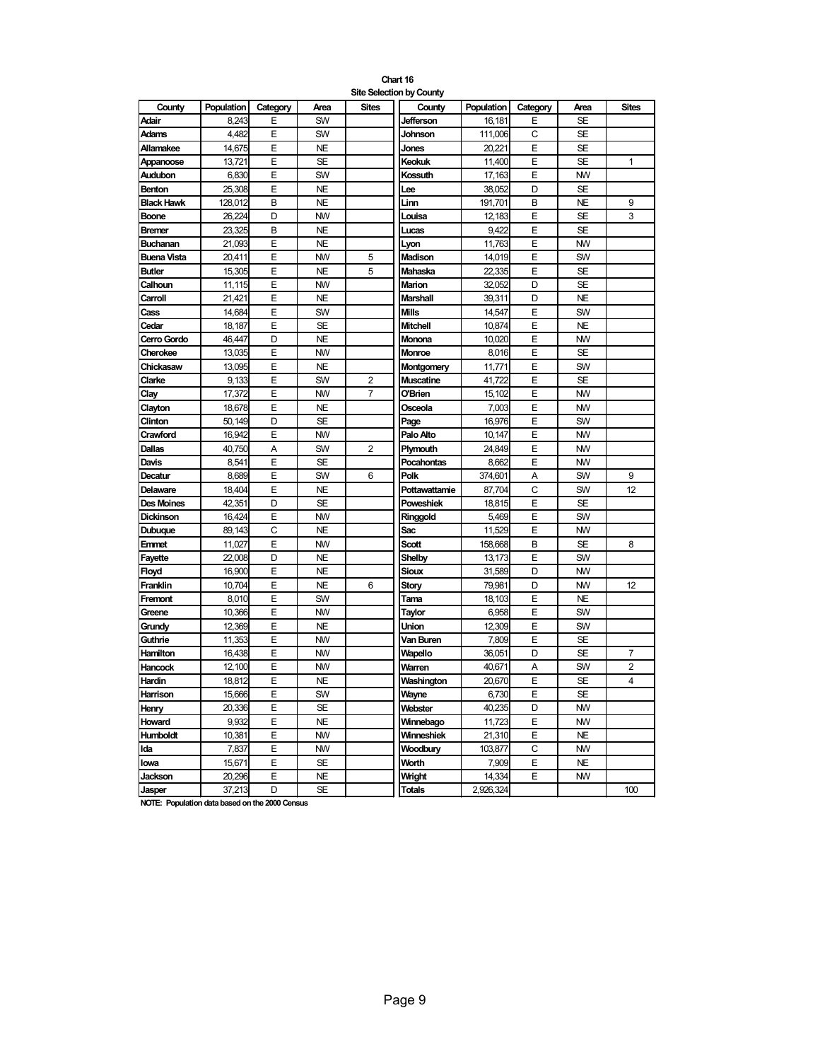**Chart 16**
**Site Selection by County**

| County | Population | Category | Area | Sites | County | Population | Category | Area | Sites |
|---|---|---|---|---|---|---|---|---|---|
| Adair | 8,243 | E | SW | | Jefferson | 16,181 | E | SE | |
| Adams | 4,482 | E | SW | | Johnson | 111,006 | C | SE | |
| Allamakee | 14,675 | E | NE | | Jones | 20,221 | E | SE | |
| Appanoose | 13,721 | E | SE | | Keokuk | 11,400 | E | SE | 1 |
| Audubon | 6,830 | E | SW | | Kossuth | 17,163 | E | NW | |
| Benton | 25,308 | E | NE | | Lee | 38,052 | D | SE | |
| Black Hawk | 128,012 | B | NE | | Linn | 191,701 | B | NE | 9 |
| Boone | 26,224 | D | NW | | Louisa | 12,183 | E | SE | 3 |
| Bremer | 23,325 | B | NE | | Lucas | 9,422 | E | SE | |
| Buchanan | 21,093 | E | NE | | Lyon | 11,763 | E | NW | |
| Buena Vista | 20,411 | E | NW | 5 | Madison | 14,019 | E | SW | |
| Butler | 15,305 | E | NE | 5 | Mahaska | 22,335 | E | SE | |
| Calhoun | 11,115 | E | NW | | Marion | 32,052 | D | SE | |
| Carroll | 21,421 | E | NE | | Marshall | 39,311 | D | NE | |
| Cass | 14,684 | E | SW | | Mills | 14,547 | E | SW | |
| Cedar | 18,187 | E | SE | | Mitchell | 10,874 | E | NE | |
| Cerro Gordo | 46,447 | D | NE | | Monona | 10,020 | E | NW | |
| Cherokee | 13,035 | E | NW | | Monroe | 8,016 | E | SE | |
| Chickasaw | 13,095 | E | NE | | Montgomery | 11,771 | E | SW | |
| Clarke | 9,133 | E | SW | 2 | Muscatine | 41,722 | E | SE | |
| Clay | 17,372 | E | NW | 7 | O'Brien | 15,102 | E | NW | |
| Clayton | 18,678 | E | NE | | Osceola | 7,003 | E | NW | |
| Clinton | 50,149 | D | SE | | Page | 16,976 | E | SW | |
| Crawford | 16,942 | E | NW | | Palo Alto | 10,147 | E | NW | |
| Dallas | 40,750 | A | SW | 2 | Plymouth | 24,849 | E | NW | |
| Davis | 8,541 | E | SE | | Pocahontas | 8,662 | E | NW | |
| Decatur | 8,689 | E | SW | 6 | Polk | 374,601 | A | SW | 9 |
| Delaware | 18,404 | E | NE | | Pottawattamie | 87,704 | C | SW | 12 |
| Des Moines | 42,351 | D | SE | | Poweshiek | 18,815 | E | SE | |
| Dickinson | 16,424 | E | NW | | Ringgold | 5,469 | E | SW | |
| Dubuque | 89,143 | C | NE | | Sac | 11,529 | E | NW | |
| Emmet | 11,027 | E | NW | | Scott | 158,668 | B | SE | 8 |
| Fayette | 22,008 | D | NE | | Shelby | 13,173 | E | SW | |
| Floyd | 16,900 | E | NE | | Sioux | 31,589 | D | NW | |
| Franklin | 10,704 | E | NE | 6 | Story | 79,981 | D | NW | 12 |
| Fremont | 8,010 | E | SW | | Tama | 18,103 | E | NE | |
| Greene | 10,366 | E | NW | | Taylor | 6,958 | E | SW | |
| Grundy | 12,369 | E | NE | | Union | 12,309 | E | SW | |
| Guthrie | 11,353 | E | NW | | Van Buren | 7,809 | E | SE | |
| Hamilton | 16,438 | E | NW | | Wapello | 36,051 | D | SE | 7 |
| Hancock | 12,100 | E | NW | | Warren | 40,671 | A | SW | 2 |
| Hardin | 18,812 | E | NE | | Washington | 20,670 | E | SE | 4 |
| Harrison | 15,666 | E | SW | | Wayne | 6,730 | E | SE | |
| Henry | 20,336 | E | SE | | Webster | 40,235 | D | NW | |
| Howard | 9,932 | E | NE | | Winnebago | 11,723 | E | NW | |
| Humboldt | 10,381 | E | NW | | Winneshiek | 21,310 | E | NE | |
| Ida | 7,837 | E | NW | | Woodbury | 103,877 | C | NW | |
| Iowa | 15,671 | E | SE | | Worth | 7,909 | E | NE | |
| Jackson | 20,296 | E | NE | | Wright | 14,334 | E | NW | |
| Jasper | 37,213 | D | SE | | Totals | 2,926,324 | | | 100 |

**NOTE: Population data based on the 2000 Census**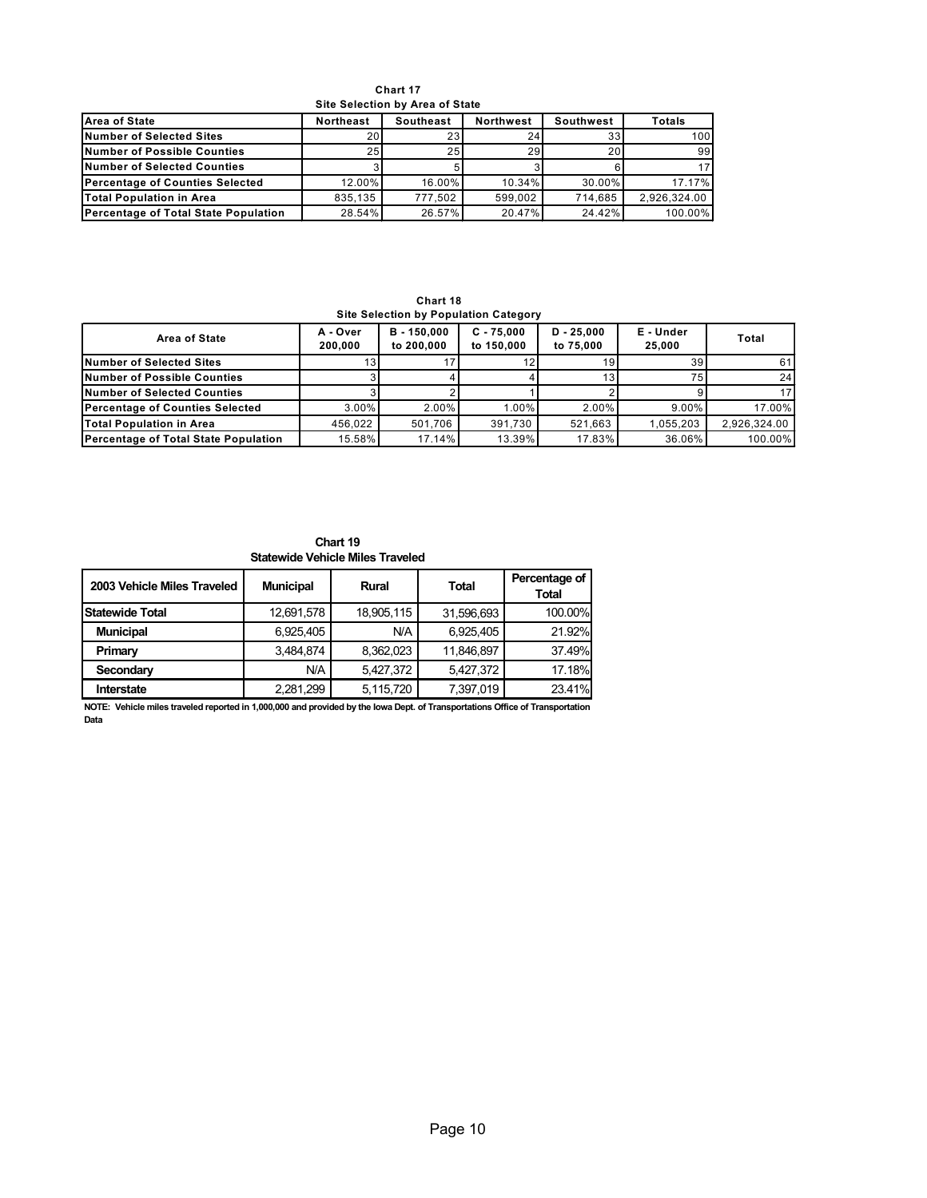**Chart 17**
**Site Selection by Area of State**

| Area of State | Northeast | Southeast | Northwest | Southwest | Totals |
|---|---|---|---|---|---|
| Number of Selected Sites | 20 | 23 | 24 | 33 | 100 |
| Number of Possible Counties | 25 | 25 | 29 | 20 | 99 |
| Number of Selected Counties | 3 | 5 | 3 | 6 | 17 |
| Percentage of Counties Selected | 12.00% | 16.00% | 10.34% | 30.00% | 17.17% |
| Total Population in Area | 835,135 | 777,502 | 599,002 | 714,685 | 2,926,324.00 |
| Percentage of Total State Population | 28.54% | 26.57% | 20.47% | 24.42% | 100.00% |

**Chart 18**
**Site Selection by Population Category**

| Area of State | A - Over 200,000 | B - 150,000 to 200,000 | C - 75,000 to 150,000 | D - 25,000 to 75,000 | E - Under 25,000 | Total |
|---|---|---|---|---|---|---|
| Number of Selected Sites | 13 | 17 | 12 | 19 | 39 | 61 |
| Number of Possible Counties | 3 | 4 | 4 | 13 | 75 | 24 |
| Number of Selected Counties | 3 | 2 | 1 | 2 | 9 | 17 |
| Percentage of Counties Selected | 3.00% | 2.00% | 1.00% | 2.00% | 9.00% | 17.00% |
| Total Population in Area | 456,022 | 501,706 | 391,730 | 521,663 | 1,055,203 | 2,926,324.00 |
| Percentage of Total State Population | 15.58% | 17.14% | 13.39% | 17.83% | 36.06% | 100.00% |

**Chart 19**
**Statewide Vehicle Miles Traveled**

| 2003 Vehicle Miles Traveled | Municipal | Rural | Total | Percentage of Total |
|---|---|---|---|---|
| **Statewide Total** | 12,691,578 | 18,905,115 | 31,596,693 | 100.00% |
| **Municipal** | 6,925,405 | N/A | 6,925,405 | 21.92% |
| **Primary** | 3,484,874 | 8,362,023 | 11,846,897 | 37.49% |
| **Secondary** | N/A | 5,427,372 | 5,427,372 | 17.18% |
| **Interstate** | 2,281,299 | 5,115,720 | 7,397,019 | 23.41% |

**NOTE: Vehicle miles traveled reported in 1,000,000 and provided by the Iowa Dept. of Transportations Office of Transportation Data**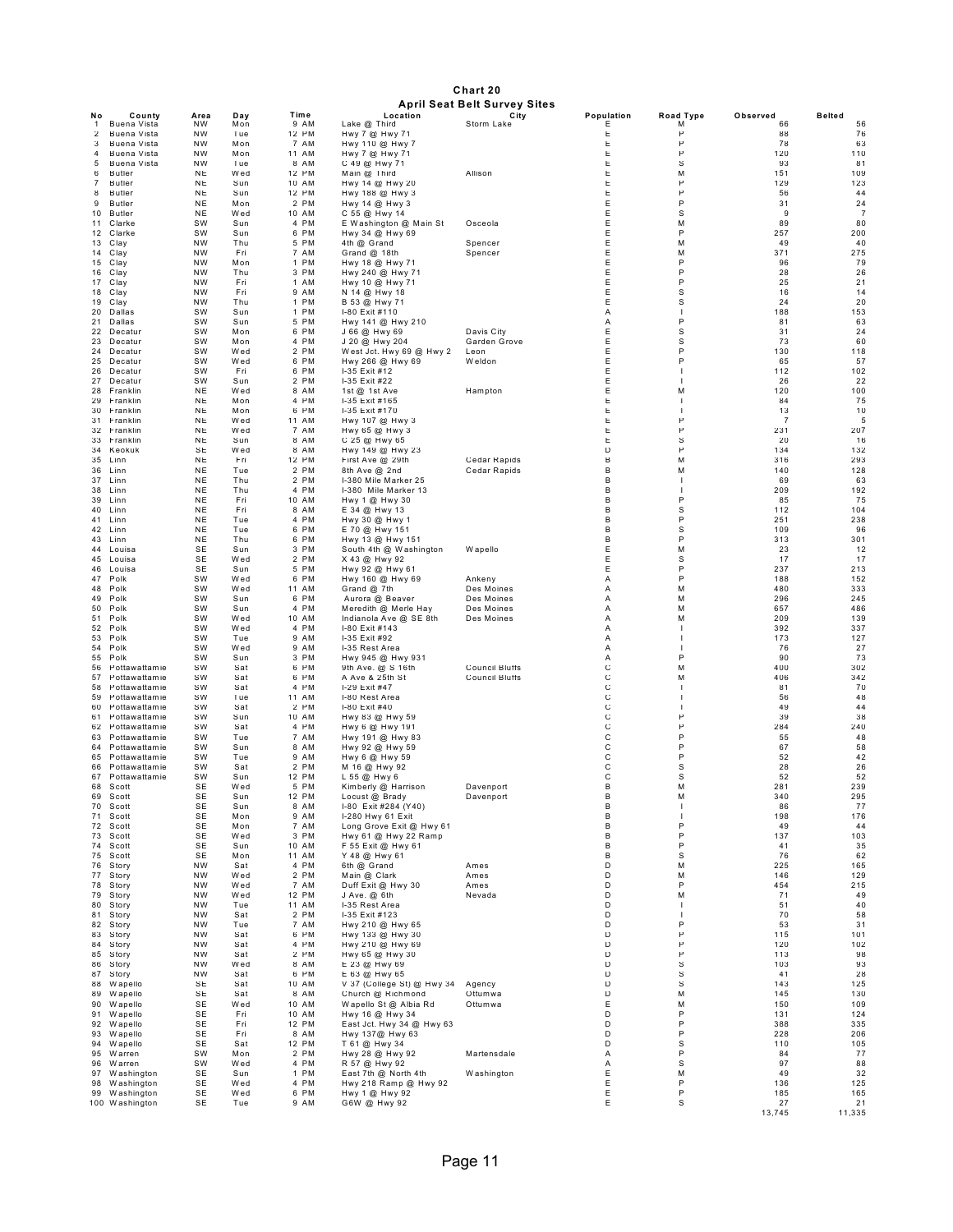# Chart 20

## April Seat Belt Survey Sites

| No | County | Area | Day | Time | Location | City | Population | Road Type | Observed | Belted |
|---|---|---|---|---|---|---|---|---|---|---|
| 1 | Buena Vista | NW | Mon | 9 AM | Lake @ Third | Storm Lake | E | M | 66 | 56 |
| 2 | Buena Vista | NW | Tue | 12 PM | Hwy 7 @ Hwy 71 | | E | P | 88 | 76 |
| 3 | Buena Vista | NW | Mon | 7 AM | Hwy 110 @ Hwy 7 | | E | P | 78 | 63 |
| 4 | Buena Vista | NW | Mon | 11 AM | Hwy 7 @ Hwy 71 | | E | P | 120 | 110 |
| 5 | Buena Vista | NW | Tue | 8 AM | C 49 @ Hwy 71 | | E | S | 93 | 81 |
| 6 | Butler | NE | Wed | 12 PM | Main @ Third | Allison | E | M | 151 | 109 |
| 7 | Butler | NE | Sun | 10 AM | Hwy 14 @ Hwy 20 | | E | P | 129 | 123 |
| 8 | Butler | NE | Sun | 12 PM | Hwy 188 @ Hwy 3 | | E | P | 56 | 44 |
| 9 | Butler | NE | Mon | 2 PM | Hwy 14 @ Hwy 3 | | E | P | 31 | 24 |
| 10 | Butler | NE | Wed | 10 AM | C 55 @ Hwy 14 | | E | S | 9 | 7 |
| 11 | Clarke | SW | Sun | 4 PM | E Washington @ Main St | Osceola | E | M | 89 | 80 |
| 12 | Clarke | SW | Sun | 6 PM | Hwy 34 @ Hwy 69 | | E | P | 257 | 200 |
| 13 | Clay | NW | Thu | 5 PM | 4th @ Grand | Spencer | E | M | 49 | 40 |
| 14 | Clay | NW | Fri | 7 AM | Grand @ 18th | Spencer | E | M | 371 | 275 |
| 15 | Clay | NW | Mon | 1 PM | Hwy 18 @ Hwy 71 | | E | P | 96 | 79 |
| 16 | Clay | NW | Thu | 3 PM | Hwy 240 @ Hwy 71 | | E | P | 28 | 26 |
| 17 | Clay | NW | Fri | 1 AM | Hwy 10 @ Hwy 71 | | E | P | 25 | 21 |
| 18 | Clay | NW | Fri | 9 AM | N 14 @ Hwy 18 | | E | S | 16 | 14 |
| 19 | Clay | NW | Thu | 1 PM | B 53 @ Hwy 71 | | E | S | 24 | 20 |
| 20 | Dallas | SW | Sun | 1 PM | I-80 Exit #110 | | A | I | 188 | 153 |
| 21 | Dallas | SW | Sun | 5 PM | Hwy 141 @ Hwy 210 | | A | P | 81 | 63 |
| 22 | Decatur | SW | Mon | 6 PM | J 66 @ Hwy 69 | Davis City | E | S | 31 | 24 |
| 23 | Decatur | SW | Mon | 4 PM | J 20 @ Hwy 204 | Garden Grove | E | S | 73 | 60 |
| 24 | Decatur | SW | Wed | 2 PM | West Jct. Hwy 69 @ Hwy 2 | Leon | E | P | 130 | 118 |
| 25 | Decatur | SW | Wed | 6 PM | Hwy 266 @ Hwy 69 | Weldon | E | P | 65 | 57 |
| 26 | Decatur | SW | Fri | 6 PM | I-35 Exit #12 | | E | I | 112 | 102 |
| 27 | Decatur | SW | Sun | 2 PM | I-35 Exit #22 | | E | I | 26 | 22 |
| 28 | Franklin | NE | Wed | 8 AM | 1st @ 1st Ave | Hampton | E | M | 120 | 100 |
| 29 | Franklin | NE | Mon | 4 PM | I-35 Exit #165 | | E | I | 84 | 75 |
| 30 | Franklin | NE | Mon | 6 PM | I-35 Exit #170 | | E | I | 13 | 10 |
| 31 | Franklin | NE | Wed | 11 AM | Hwy 107 @ Hwy 3 | | E | P | 7 | 5 |
| 32 | Franklin | NE | Wed | 7 AM | Hwy 65 @ Hwy 3 | | E | P | 231 | 207 |
| 33 | Franklin | NE | Sun | 8 AM | C 25 @ Hwy 65 | | E | S | 20 | 16 |
| 34 | Keokuk | SE | Wed | 8 AM | Hwy 149 @ Hwy 23 | | D | P | 134 | 132 |
| 35 | Linn | NE | Fri | 12 PM | First Ave @ 29th | Cedar Rapids | B | M | 316 | 293 |
| 36 | Linn | NE | Tue | 2 PM | 8th Ave @ 2nd | Cedar Rapids | B | M | 140 | 128 |
| 37 | Linn | NE | Thu | 2 PM | I-380 Mile Marker 25 | | B | I | 69 | 63 |
| 38 | Linn | NE | Thu | 4 PM | I-380 Mile Marker 13 | | B | I | 209 | 192 |
| 39 | Linn | NE | Fri | 10 AM | Hwy 1 @ Hwy 30 | | B | P | 85 | 75 |
| 40 | Linn | NE | Fri | 8 AM | E 34 @ Hwy 13 | | B | S | 112 | 104 |
| 41 | Linn | NE | Tue | 4 PM | Hwy 30 @ Hwy 1 | | B | P | 251 | 238 |
| 42 | Linn | NE | Tue | 6 PM | E 70 @ Hwy 151 | | B | S | 109 | 96 |
| 43 | Linn | NE | Thu | 6 PM | Hwy 13 @ Hwy 151 | | B | P | 313 | 301 |
| 44 | Louisa | SE | Sun | 3 PM | South 4th @ Washington | Wapello | E | M | 23 | 12 |
| 45 | Louisa | SE | Wed | 2 PM | X 43 @ Hwy 92 | | E | S | 17 | 17 |
| 46 | Louisa | SE | Sun | 5 PM | Hwy 92 @ Hwy 61 | | E | P | 237 | 213 |
| 47 | Polk | SW | Wed | 6 PM | Hwy 160 @ Hwy 69 | Ankeny | A | P | 188 | 152 |
| 48 | Polk | SW | Wed | 11 AM | Grand @ 7th | Des Moines | A | M | 480 | 333 |
| 49 | Polk | SW | Sun | 6 PM | Aurora @ Beaver | Des Moines | A | M | 296 | 245 |
| 50 | Polk | SW | Sun | 4 PM | Meredith @ Merle Hay | Des Moines | A | M | 657 | 486 |
| 51 | Polk | SW | Wed | 10 AM | Indianola Ave @ SE 8th | Des Moines | A | M | 209 | 139 |
| 52 | Polk | SW | Wed | 4 PM | I-80 Exit #143 | | A | I | 392 | 337 |
| 53 | Polk | SW | Tue | 9 AM | I-35 Exit #92 | | A | I | 173 | 127 |
| 54 | Polk | SW | Wed | 9 AM | I-35 Rest Area | | A | I | 76 | 27 |
| 55 | Polk | SW | Sun | 3 PM | Hwy 945 @ Hwy 931 | | A | P | 90 | 73 |
| 56 | Pottawattamie | SW | Sat | 6 PM | 9th Ave. @ S 16th | Council Bluffs | C | M | 400 | 302 |
| 57 | Pottawattamie | SW | Sat | 6 PM | A Ave & 25th St | Council Bluffs | C | M | 406 | 342 |
| 58 | Pottawattamie | SW | Sat | 4 PM | I-29 Exit #47 | | C | I | 81 | 70 |
| 59 | Pottawattamie | SW | Tue | 11 AM | I-80 Rest Area | | C | I | 56 | 48 |
| 60 | Pottawattamie | SW | Sat | 2 PM | I-80 Exit #40 | | C | I | 49 | 44 |
| 61 | Pottawattamie | SW | Sun | 10 AM | Hwy 83 @ Hwy 59 | | C | P | 39 | 38 |
| 62 | Pottawattamie | SW | Sat | 4 PM | Hwy 6 @ Hwy 191 | | C | P | 284 | 240 |
| 63 | Pottawattamie | SW | Tue | 7 AM | Hwy 191 @ Hwy 83 | | C | P | 55 | 48 |
| 64 | Pottawattamie | SW | Sun | 8 AM | Hwy 92 @ Hwy 59 | | C | P | 67 | 58 |
| 65 | Pottawattamie | SW | Tue | 9 AM | Hwy 6 @ Hwy 59 | | C | P | 52 | 42 |
| 66 | Pottawattamie | SW | Sat | 2 PM | M 16 @ Hwy 92 | | C | S | 28 | 26 |
| 67 | Pottawattamie | SW | Sun | 12 PM | L 55 @ Hwy 6 | | C | S | 52 | 52 |
| 68 | Scott | SE | Wed | 5 PM | Kimberly @ Harrison | Davenport | B | M | 281 | 239 |
| 69 | Scott | SE | Sun | 12 PM | Locust @ Brady | Davenport | B | M | 340 | 295 |
| 70 | Scott | SE | Sun | 8 AM | I-80 Exit #284 (Y40) | | B | I | 86 | 77 |
| 71 | Scott | SE | Mon | 9 AM | I-280 Hwy 61 Exit | | B | I | 198 | 176 |
| 72 | Scott | SE | Mon | 7 AM | Long Grove Exit @ Hwy 61 | | B | P | 49 | 44 |
| 73 | Scott | SE | Wed | 3 PM | Hwy 61 @ Hwy 22 Ramp | | B | P | 137 | 103 |
| 74 | Scott | SE | Sun | 10 AM | F 55 Exit @ Hwy 61 | | B | P | 41 | 35 |
| 75 | Scott | SE | Mon | 11 AM | Y 48 @ Hwy 61 | | B | S | 76 | 62 |
| 76 | Story | NW | Sat | 4 PM | 6th @ Grand | Ames | D | M | 225 | 165 |
| 77 | Story | NW | Wed | 2 PM | Main @ Clark | Ames | D | M | 146 | 129 |
| 78 | Story | NW | Wed | 7 AM | Duff Exit @ Hwy 30 | Ames | D | P | 454 | 215 |
| 79 | Story | NW | Wed | 12 PM | J Ave. @ 6th | Nevada | D | M | 71 | 49 |
| 80 | Story | NW | Tue | 11 AM | I-35 Rest Area | | D | I | 51 | 40 |
| 81 | Story | NW | Sat | 2 PM | I-35 Exit #123 | | D | I | 70 | 58 |
| 82 | Story | NW | Tue | 7 AM | Hwy 210 @ Hwy 65 | | D | P | 53 | 31 |
| 83 | Story | NW | Sat | 6 PM | Hwy 133 @ Hwy 30 | | D | P | 115 | 101 |
| 84 | Story | NW | Sat | 4 PM | Hwy 210 @ Hwy 69 | | D | P | 120 | 102 |
| 85 | Story | NW | Sat | 2 PM | Hwy 65 @ Hwy 30 | | D | P | 113 | 98 |
| 86 | Story | NW | Wed | 8 AM | E 23 @ Hwy 69 | | D | S | 103 | 93 |
| 87 | Story | NW | Sat | 6 PM | E 63 @ Hwy 65 | | D | S | 41 | 28 |
| 88 | Wapello | SE | Sat | 10 AM | V 37 (College St) @ Hwy 34 | Agency | D | S | 143 | 125 |
| 89 | Wapello | SE | Sat | 8 AM | Church @ Richmond | Ottumwa | D | M | 145 | 130 |
| 90 | Wapello | SE | Wed | 10 AM | Wapello St @ Albia Rd | Ottumwa | E | M | 150 | 109 |
| 91 | Wapello | SE | Fri | 10 AM | Hwy 16 @ Hwy 34 | | D | P | 131 | 124 |
| 92 | Wapello | SE | Fri | 12 PM | East Jct. Hwy 34 @ Hwy 63 | | D | P | 388 | 335 |
| 93 | Wapello | SE | Fri | 8 AM | Hwy 137@ Hwy 63 | | D | P | 228 | 206 |
| 94 | Wapello | SE | Sat | 12 PM | T 61 @ Hwy 34 | | D | S | 110 | 105 |
| 95 | Warren | SW | Mon | 2 PM | Hwy 28 @ Hwy 92 | Martensdale | A | P | 84 | 77 |
| 96 | Warren | SW | Wed | 4 PM | R 57 @ Hwy 92 | | A | S | 97 | 88 |
| 97 | Washington | SE | Sun | 1 PM | East 7th @ North 4th | Washington | E | M | 49 | 32 |
| 98 | Washington | SE | Wed | 4 PM | Hwy 218 Ramp @ Hwy 92 | | E | P | 136 | 125 |
| 99 | Washington | SE | Wed | 6 PM | Hwy 1 @ Hwy 92 | | E | P | 185 | 165 |
| 100 | Washington | SE | Tue | 9 AM | G6W @ Hwy 92 | | E | S | 27 | 21 |
| | | | | | | | | | 13,745 | 11,335 |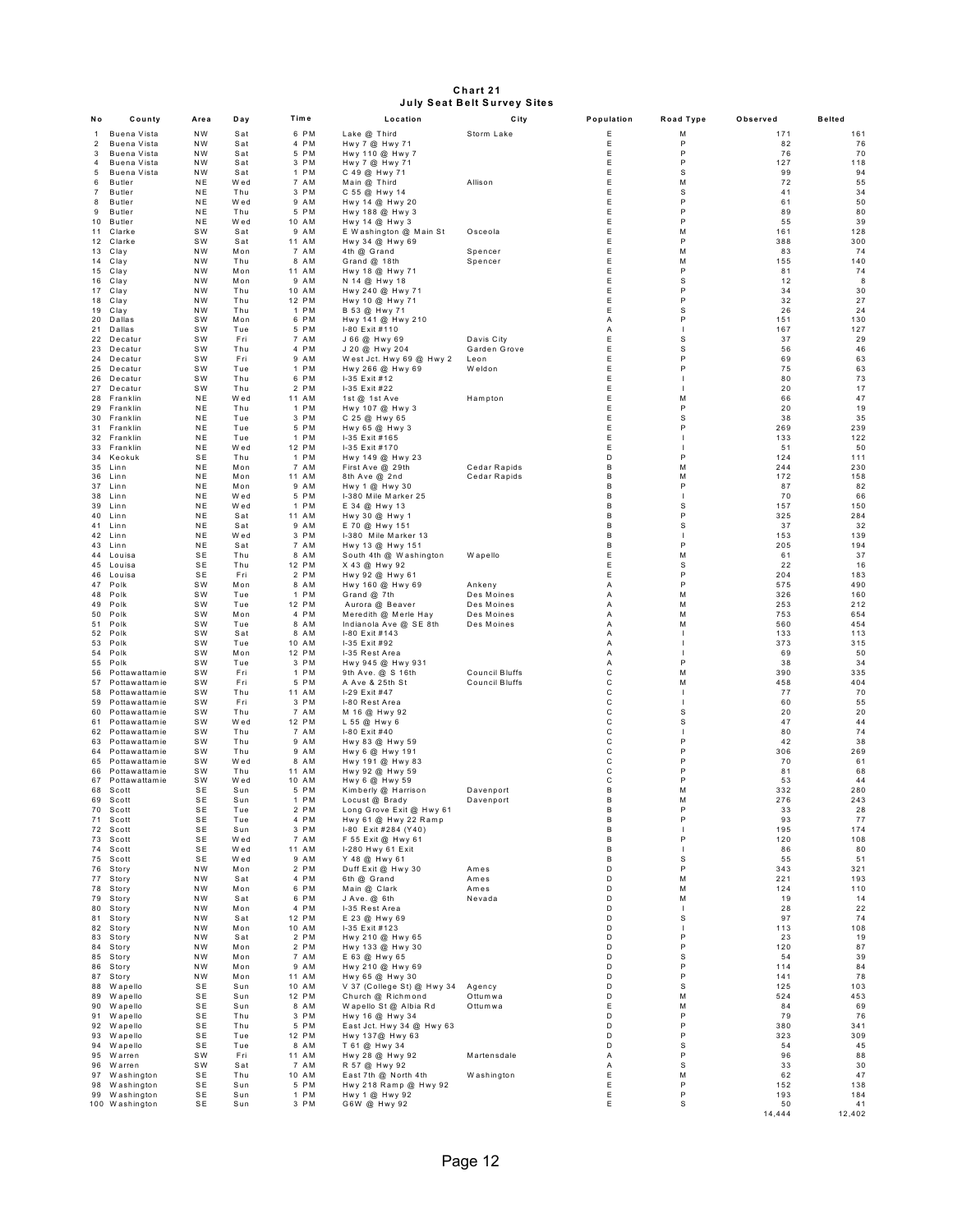# Chart 21
## July Seat Belt Survey Sites

| No | County | Area | Day | Time | Location | City | Population | Road Type | Observed | Belted |
|---|---|---|---|---|---|---|---|---|---|---|
| 1 | Buena Vista | NW | Sat | 6 PM | Lake @ Third | Storm Lake | E | M | 171 | 161 |
| 2 | Buena Vista | NW | Sat | 4 PM | Hwy 7 @ Hwy 71 | | E | P | 82 | 76 |
| 3 | Buena Vista | NW | Sat | 5 PM | Hwy 110 @ Hwy 7 | | E | P | 76 | 70 |
| 4 | Buena Vista | NW | Sat | 3 PM | Hwy 7 @ Hwy 71 | | E | P | 127 | 118 |
| 5 | Buena Vista | NW | Sat | 1 PM | C 49 @ Hwy 71 | | E | S | 99 | 94 |
| 6 | Butler | NE | Wed | 7 AM | Main @ Third | Allison | E | M | 72 | 55 |
| 7 | Butler | NE | Thu | 3 PM | C 55 @ Hwy 14 | | E | S | 41 | 34 |
| 8 | Butler | NE | Wed | 9 AM | Hwy 14 @ Hwy 20 | | E | P | 61 | 50 |
| 9 | Butler | NE | Thu | 5 PM | Hwy 188 @ Hwy 3 | | E | P | 89 | 80 |
| 10 | Butler | NE | Wed | 10 AM | Hwy 14 @ Hwy 3 | | E | P | 55 | 39 |
| 11 | Clarke | SW | Sat | 9 AM | E Washington @ Main St | Osceola | E | M | 161 | 128 |
| 12 | Clarke | SW | Sat | 11 AM | Hwy 34 @ Hwy 69 | | E | P | 388 | 300 |
| 13 | Clay | NW | Mon | 7 AM | 4th @ Grand | Spencer | E | M | 83 | 74 |
| 14 | Clay | NW | Thu | 8 AM | Grand @ 18th | Spencer | E | M | 155 | 140 |
| 15 | Clay | NW | Mon | 11 AM | Hwy 18 @ Hwy 71 | | E | P | 81 | 74 |
| 16 | Clay | NW | Mon | 9 AM | N 14 @ Hwy 18 | | E | S | 12 | 8 |
| 17 | Clay | NW | Thu | 10 AM | Hwy 240 @ Hwy 71 | | E | P | 34 | 30 |
| 18 | Clay | NW | Thu | 12 PM | Hwy 10 @ Hwy 71 | | E | P | 32 | 27 |
| 19 | Clay | NW | Thu | 1 PM | B 53 @ Hwy 71 | | E | S | 26 | 24 |
| 20 | Dallas | SW | Mon | 6 PM | Hwy 141 @ Hwy 210 | | A | P | 151 | 130 |
| 21 | Dallas | SW | Tue | 5 PM | I-80 Exit #110 | | A | I | 167 | 127 |
| 22 | Decatur | SW | Fri | 7 AM | J 66 @ Hwy 69 | Davis City | E | S | 37 | 29 |
| 23 | Decatur | SW | Thu | 4 PM | J 20 @ Hwy 204 | Garden Grove | E | S | 56 | 46 |
| 24 | Decatur | SW | Fri | 9 AM | West Jct. Hwy 69 @ Hwy 2 | Leon | E | P | 69 | 63 |
| 25 | Decatur | SW | Tue | 1 PM | Hwy 266 @ Hwy 69 | Weldon | E | P | 75 | 63 |
| 26 | Decatur | SW | Thu | 6 PM | I-35 Exit #12 | | E | I | 80 | 73 |
| 27 | Decatur | SW | Thu | 2 PM | I-35 Exit #22 | | E | I | 20 | 17 |
| 28 | Franklin | NE | Wed | 11 AM | 1st @ 1st Ave | Hampton | E | M | 66 | 47 |
| 29 | Franklin | NE | Thu | 1 PM | Hwy 107 @ Hwy 3 | | E | P | 20 | 19 |
| 30 | Franklin | NE | Tue | 3 PM | C 25 @ Hwy 65 | | E | S | 38 | 35 |
| 31 | Franklin | NE | Tue | 5 PM | Hwy 65 @ Hwy 3 | | E | P | 269 | 239 |
| 32 | Franklin | NE | Tue | 1 PM | I-35 Exit #165 | | E | I | 133 | 122 |
| 33 | Franklin | NE | Wed | 12 PM | I-35 Exit #170 | | E | I | 51 | 50 |
| 34 | Keokuk | SE | Thu | 1 PM | Hwy 149 @ Hwy 23 | | D | P | 124 | 111 |
| 35 | Linn | NE | Mon | 7 AM | First Ave @ 29th | Cedar Rapids | B | M | 244 | 230 |
| 36 | Linn | NE | Mon | 11 AM | 8th Ave @ 2nd | Cedar Rapids | B | M | 172 | 158 |
| 37 | Linn | NE | Mon | 9 AM | Hwy 1 @ Hwy 30 | | B | P | 87 | 82 |
| 38 | Linn | NE | Wed | 5 PM | I-380 Mile Marker 25 | | B | I | 70 | 66 |
| 39 | Linn | NE | Wed | 1 PM | E 34 @ Hwy 13 | | B | S | 157 | 150 |
| 40 | Linn | NE | Sat | 11 AM | Hwy 30 @ Hwy 1 | | B | P | 325 | 284 |
| 41 | Linn | NE | Sat | 9 AM | E 70 @ Hwy 151 | | B | S | 37 | 32 |
| 42 | Linn | NE | Wed | 3 PM | I-380 Mile Marker 13 | | B | I | 153 | 139 |
| 43 | Linn | NE | Sat | 7 AM | Hwy 13 @ Hwy 151 | | B | P | 205 | 194 |
| 44 | Louisa | SE | Thu | 8 AM | South 4th @ Washington | Wapello | E | M | 61 | 37 |
| 45 | Louisa | SE | Thu | 12 PM | X 43 @ Hwy 92 | | E | S | 22 | 16 |
| 46 | Louisa | SE | Fri | 2 PM | Hwy 92 @ Hwy 61 | | E | P | 204 | 183 |
| 47 | Polk | SW | Mon | 8 AM | Hwy 160 @ Hwy 69 | Ankeny | A | P | 575 | 490 |
| 48 | Polk | SW | Tue | 1 PM | Grand @ 7th | Des Moines | A | M | 326 | 160 |
| 49 | Polk | SW | Tue | 12 PM | Aurora @ Beaver | Des Moines | A | M | 253 | 212 |
| 50 | Polk | SW | Mon | 4 PM | Meredith @ Merle Hay | Des Moines | A | M | 753 | 654 |
| 51 | Polk | SW | Tue | 8 AM | Indianola Ave @ SE 8th | Des Moines | A | M | 560 | 454 |
| 52 | Polk | SW | Sat | 8 AM | I-80 Exit #143 | | A | I | 133 | 113 |
| 53 | Polk | SW | Tue | 10 AM | I-35 Exit #92 | | A | I | 373 | 315 |
| 54 | Polk | SW | Mon | 12 PM | I-35 Rest Area | | A | I | 69 | 50 |
| 55 | Polk | SW | Tue | 3 PM | Hwy 945 @ Hwy 931 | | A | P | 38 | 34 |
| 56 | Pottawattamie | SW | Fri | 1 PM | 9th Ave. @ S 16th | Council Bluffs | C | M | 390 | 335 |
| 57 | Pottawattamie | SW | Fri | 5 PM | A Ave & 25th St | Council Bluffs | C | M | 458 | 404 |
| 58 | Pottawattamie | SW | Thu | 11 AM | I-29 Exit #47 | | C | I | 77 | 70 |
| 59 | Pottawattamie | SW | Fri | 3 PM | I-80 Rest Area | | C | I | 60 | 55 |
| 60 | Pottawattamie | SW | Thu | 7 AM | M 16 @ Hwy 92 | | C | S | 20 | 20 |
| 61 | Pottawattamie | SW | Wed | 12 PM | L 55 @ Hwy 6 | | C | S | 47 | 44 |
| 62 | Pottawattamie | SW | Thu | 7 AM | I-80 Exit #40 | | C | I | 80 | 74 |
| 63 | Pottawattamie | SW | Thu | 9 AM | Hwy 83 @ Hwy 59 | | C | P | 42 | 38 |
| 64 | Pottawattamie | SW | Thu | 9 AM | Hwy 6 @ Hwy 191 | | C | P | 306 | 269 |
| 65 | Pottawattamie | SW | Wed | 8 AM | Hwy 191 @ Hwy 83 | | C | P | 70 | 61 |
| 66 | Pottawattamie | SW | Thu | 11 AM | Hwy 92 @ Hwy 59 | | C | P | 81 | 68 |
| 67 | Pottawattamie | SW | Wed | 10 AM | Hwy 6 @ Hwy 59 | | C | P | 53 | 44 |
| 68 | Scott | SE | Sun | 5 PM | Kimberly @ Harrison | Davenport | B | M | 332 | 280 |
| 69 | Scott | SE | Sun | 1 PM | Locust @ Brady | Davenport | B | M | 276 | 243 |
| 70 | Scott | SE | Tue | 2 PM | Long Grove Exit @ Hwy 61 | | B | P | 33 | 28 |
| 71 | Scott | SE | Tue | 4 PM | Hwy 61 @ Hwy 22 Ramp | | B | P | 93 | 77 |
| 72 | Scott | SE | Sun | 3 PM | I-80 Exit #284 (Y40) | | B | I | 195 | 174 |
| 73 | Scott | SE | Wed | 7 AM | F 55 Exit @ Hwy 61 | | B | P | 120 | 108 |
| 74 | Scott | SE | Wed | 11 AM | I-280 Hwy 61 Exit | | B | I | 86 | 80 |
| 75 | Scott | SE | Wed | 9 AM | Y 48 @ Hwy 61 | | B | S | 55 | 51 |
| 76 | Story | NW | Mon | 2 PM | Duff Exit @ Hwy 30 | Ames | D | P | 343 | 321 |
| 77 | Story | NW | Sat | 4 PM | 6th @ Grand | Ames | D | M | 221 | 193 |
| 78 | Story | NW | Mon | 6 PM | Main @ Clark | Ames | D | M | 124 | 110 |
| 79 | Story | NW | Sat | 6 PM | J Ave. @ 6th | Nevada | D | M | 19 | 14 |
| 80 | Story | NW | Mon | 4 PM | I-35 Rest Area | | D | I | 28 | 22 |
| 81 | Story | NW | Sat | 12 PM | E 23 @ Hwy 69 | | D | S | 97 | 74 |
| 82 | Story | NW | Mon | 10 AM | I-35 Exit #123 | | D | I | 113 | 108 |
| 83 | Story | NW | Sat | 2 PM | Hwy 210 @ Hwy 65 | | D | P | 23 | 19 |
| 84 | Story | NW | Mon | 2 PM | Hwy 133 @ Hwy 30 | | D | P | 120 | 87 |
| 85 | Story | NW | Mon | 7 AM | E 63 @ Hwy 65 | | D | S | 54 | 39 |
| 86 | Story | NW | Mon | 9 AM | Hwy 210 @ Hwy 69 | | D | P | 114 | 84 |
| 87 | Story | NW | Mon | 11 AM | Hwy 65 @ Hwy 30 | | D | P | 141 | 78 |
| 88 | Wapello | SE | Sun | 10 AM | V 37 (College St) @ Hwy 34 | Agency | D | S | 125 | 103 |
| 89 | Wapello | SE | Sun | 12 PM | Church @ Richmond | Ottumwa | D | M | 524 | 453 |
| 90 | Wapello | SE | Sun | 8 AM | Wapello St @ Albia Rd | Ottumwa | E | M | 84 | 69 |
| 91 | Wapello | SE | Thu | 3 PM | Hwy 16 @ Hwy 34 | | D | P | 79 | 76 |
| 92 | Wapello | SE | Thu | 5 PM | East Jct. Hwy 34 @ Hwy 63 | | D | P | 380 | 341 |
| 93 | Wapello | SE | Tue | 12 PM | Hwy 137@ Hwy 63 | | D | P | 323 | 309 |
| 94 | Wapello | SE | Tue | 8 AM | T 61 @ Hwy 34 | | D | S | 54 | 45 |
| 95 | Warren | SW | Fri | 11 AM | Hwy 28 @ Hwy 92 | Martensdale | A | P | 96 | 88 |
| 96 | Warren | SW | Sat | 7 AM | R 57 @ Hwy 92 | | A | S | 33 | 30 |
| 97 | Washington | SE | Thu | 10 AM | East 7th @ North 4th | Washington | E | M | 62 | 47 |
| 98 | Washington | SE | Sun | 5 PM | Hwy 218 Ramp @ Hwy 92 | | E | P | 152 | 138 |
| 99 | Washington | SE | Sun | 1 PM | Hwy 1 @ Hwy 92 | | E | P | 193 | 184 |
| 100 | Washington | SE | Sun | 3 PM | G6W @ Hwy 92 | | E | S | 50 | 41 |
| | | | | | | | | | 14,444 | 12,402 |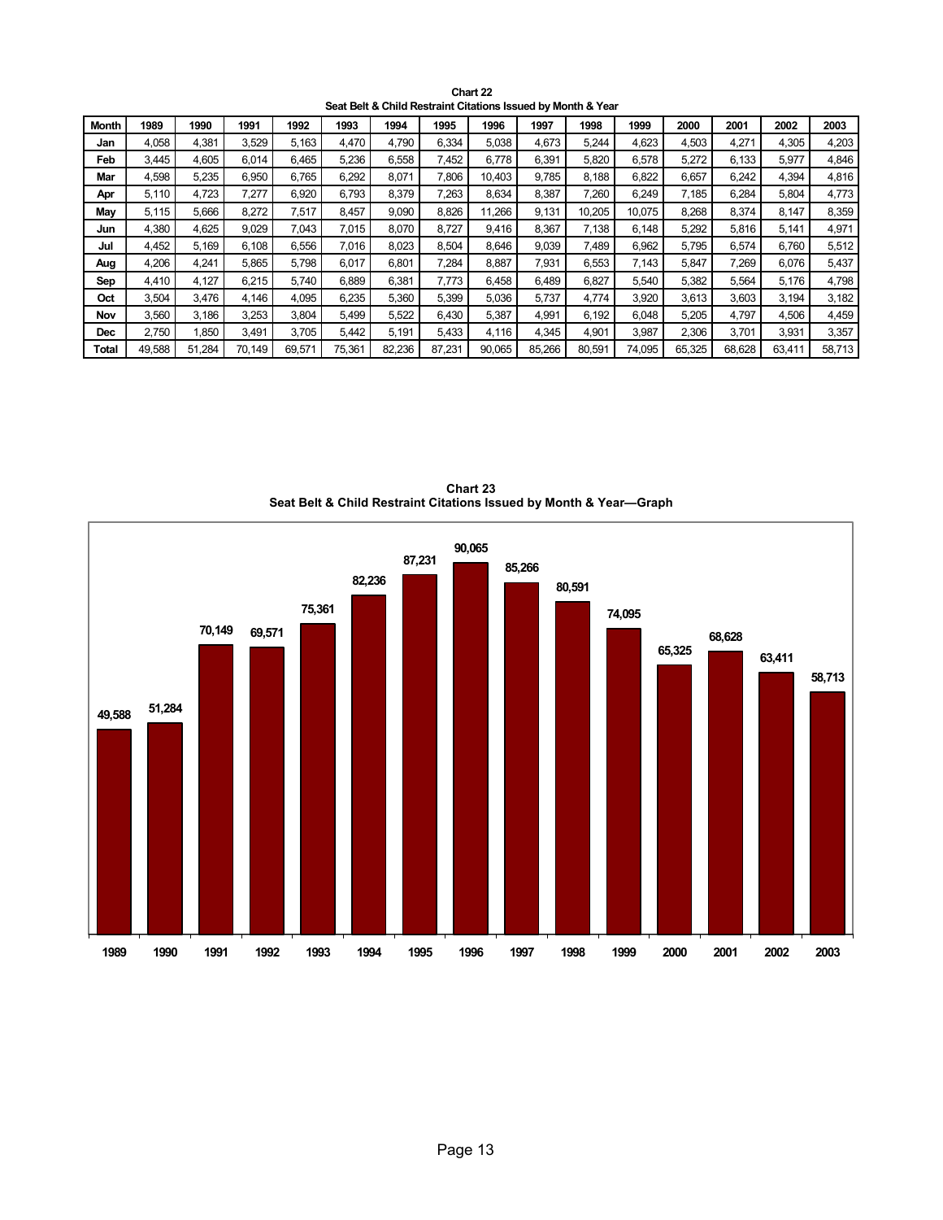**Chart 22**
**Seat Belt & Child Restraint Citations Issued by Month & Year**

| Month | 1989 | 1990 | 1991 | 1992 | 1993 | 1994 | 1995 | 1996 | 1997 | 1998 | 1999 | 2000 | 2001 | 2002 | 2003 |
|---|---|---|---|---|---|---|---|---|---|---|---|---|---|---|---|
| Jan | 4,058 | 4,381 | 3,529 | 5,163 | 4,470 | 4,790 | 6,334 | 5,038 | 4,673 | 5,244 | 4,623 | 4,503 | 4,271 | 4,305 | 4,203 |
| Feb | 3,445 | 4,605 | 6,014 | 6,465 | 5,236 | 6,558 | 7,452 | 6,778 | 6,391 | 5,820 | 6,578 | 5,272 | 6,133 | 5,977 | 4,846 |
| Mar | 4,598 | 5,235 | 6,950 | 6,765 | 6,292 | 8,071 | 7,806 | 10,403 | 9,785 | 8,188 | 6,822 | 6,657 | 6,242 | 4,394 | 4,816 |
| Apr | 5,110 | 4,723 | 7,277 | 6,920 | 6,793 | 8,379 | 7,263 | 8,634 | 8,387 | 7,260 | 6,249 | 7,185 | 6,284 | 5,804 | 4,773 |
| May | 5,115 | 5,666 | 8,272 | 7,517 | 8,457 | 9,090 | 8,826 | 11,266 | 9,131 | 10,205 | 10,075 | 8,268 | 8,374 | 8,147 | 8,359 |
| Jun | 4,380 | 4,625 | 9,029 | 7,043 | 7,015 | 8,070 | 8,727 | 9,416 | 8,367 | 7,138 | 6,148 | 5,292 | 5,816 | 5,141 | 4,971 |
| Jul | 4,452 | 5,169 | 6,108 | 6,556 | 7,016 | 8,023 | 8,504 | 8,646 | 9,039 | 7,489 | 6,962 | 5,795 | 6,574 | 6,760 | 5,512 |
| Aug | 4,206 | 4,241 | 5,865 | 5,798 | 6,017 | 6,801 | 7,284 | 8,887 | 7,931 | 6,553 | 7,143 | 5,847 | 7,269 | 6,076 | 5,437 |
| Sep | 4,410 | 4,127 | 6,215 | 5,740 | 6,889 | 6,381 | 7,773 | 6,458 | 6,489 | 6,827 | 5,540 | 5,382 | 5,564 | 5,176 | 4,798 |
| Oct | 3,504 | 3,476 | 4,146 | 4,095 | 6,235 | 5,360 | 5,399 | 5,036 | 5,737 | 4,774 | 3,920 | 3,613 | 3,603 | 3,194 | 3,182 |
| Nov | 3,560 | 3,186 | 3,253 | 3,804 | 5,499 | 5,522 | 6,430 | 5,387 | 4,991 | 6,192 | 6,048 | 5,205 | 4,797 | 4,506 | 4,459 |
| Dec | 2,750 | 1,850 | 3,491 | 3,705 | 5,442 | 5,191 | 5,433 | 4,116 | 4,345 | 4,901 | 3,987 | 2,306 | 3,701 | 3,931 | 3,357 |
| Total | 49,588 | 51,284 | 70,149 | 69,571 | 75,361 | 82,236 | 87,231 | 90,065 | 85,266 | 80,591 | 74,095 | 65,325 | 68,628 | 63,411 | 58,713 |

**Chart 23**
**Seat Belt & Child Restraint Citations Issued by Month & Year—Graph**

| 1989 | 1990 | 1991 | 1992 | 1993 | 1994 | 1995 | 1996 | 1997 | 1998 | 1999 | 2000 | 2001 | 2002 | 2003 |
|---|---|---|---|---|---|---|---|---|---|---|---|---|---|---|
| 49,588 | 51,284 | 70,149 | 69,571 | 75,361 | 82,236 | 87,231 | 90,065 | 85,266 | 80,591 | 74,095 | 65,325 | 68,628 | 63,411 | 58,713 |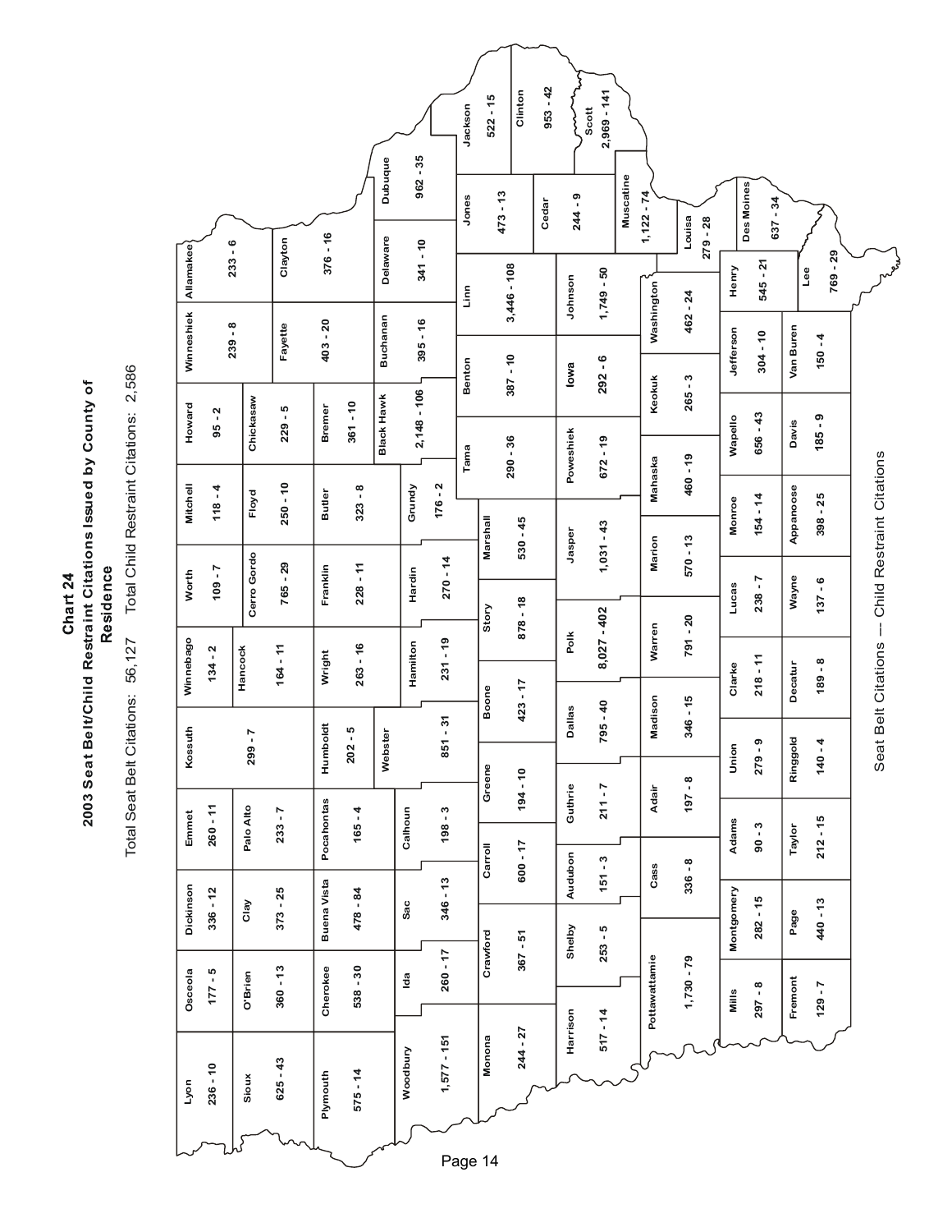# Chart 24
## 2003 Seat Belt/Child Restraint Citations Issued by County of Residence

Total Seat Belt Citations: 56,127 Total Child Restraint Citations: 2,586

| County | Seat Belt Citations - Child Restraint Citations |
|---|---|
| Lyon | 236 - 10 |
| Osceola | 177 - 5 |
| Dickinson | 336 - 12 |
| Emmet | 260 - 11 |
| Kossuth | 299 - 7 |
| Winnebago | 134 - 2 |
| Worth | 109 - 7 |
| Mitchell | 118 - 4 |
| Howard | 95 - 2 |
| Winneshiek | 239 - 8 |
| Allamakee | 233 - 6 |
| Sioux | 625 - 43 |
| O'Brien | 360 - 13 |
| Clay | 373 - 25 |
| Palo Alto | 233 - 7 |
| Hancock | 164 - 11 |
| Cerro Gordo | 765 - 29 |
| Floyd | 250 - 10 |
| Chickasaw | 229 - 5 |
| Fayette | 403 - 20 |
| Clayton | 376 - 16 |
| Plymouth | 575 - 14 |
| Cherokee | 538 - 30 |
| Buena Vista | 478 - 84 |
| Pocahontas | 165 - 4 |
| Humboldt | 202 - 5 |
| Wright | 263 - 16 |
| Franklin | 228 - 11 |
| Butler | 323 - 8 |
| Bremer | 361 - 10 |
| Black Hawk | 2,148 - 106 |
| Buchanan | 395 - 16 |
| Delaware | 341 - 10 |
| Dubuque | 962 - 35 |
| Woodbury | 1,577 - 151 |
| Ida | 260 - 17 |
| Sac | 346 - 13 |
| Calhoun | 198 - 3 |
| Webster | 851 - 31 |
| Hamilton | 231 - 19 |
| Hardin | 270 - 14 |
| Grundy | 176 - 2 |
| Monona | 244 - 27 |
| Crawford | 367 - 51 |
| Carroll | 600 - 17 |
| Greene | 194 - 10 |
| Boone | 423 - 17 |
| Story | 878 - 18 |
| Marshall | 530 - 45 |
| Tama | 290 - 36 |
| Benton | 387 - 10 |
| Linn | 3,446 - 108 |
| Jones | 473 - 13 |
| Jackson | 522 - 15 |
| Clinton | 953 - 42 |
| Harrison | 517 - 14 |
| Shelby | 253 - 5 |
| Audubon | 151 - 3 |
| Guthrie | 211 - 7 |
| Dallas | 795 - 40 |
| Polk | 8,027 - 402 |
| Jasper | 1,031 - 43 |
| Poweshiek | 672 - 19 |
| Iowa | 292 - 6 |
| Johnson | 1,749 - 50 |
| Cedar | 244 - 9 |
| Scott | 2,969 - 141 |
| Muscatine | 1,122 - 74 |
| Pottawattamie | 1,730 - 79 |
| Cass | 336 - 8 |
| Adair | 197 - 8 |
| Madison | 346 - 15 |
| Warren | 791 - 20 |
| Marion | 570 - 13 |
| Mahaska | 460 - 19 |
| Keokuk | 265 - 3 |
| Washington | 462 - 24 |
| Louisa | 279 - 28 |
| Mills | 297 - 8 |
| Montgomery | 282 - 15 |
| Adams | 90 - 3 |
| Union | 279 - 9 |
| Clarke | 218 - 11 |
| Lucas | 238 - 7 |
| Monroe | 154 - 14 |
| Wapello | 656 - 43 |
| Jefferson | 304 - 10 |
| Henry | 545 - 21 |
| Des Moines | 637 - 34 |
| Fremont | 129 - 7 |
| Page | 440 - 13 |
| Taylor | 212 - 15 |
| Ringgold | 140 - 4 |
| Decatur | 189 - 8 |
| Wayne | 137 - 6 |
| Appanoose | 398 - 25 |
| Davis | 185 - 9 |
| Van Buren | 150 - 4 |
| Lee | 769 - 29 |

Seat Belt Citations -- Child Restraint Citations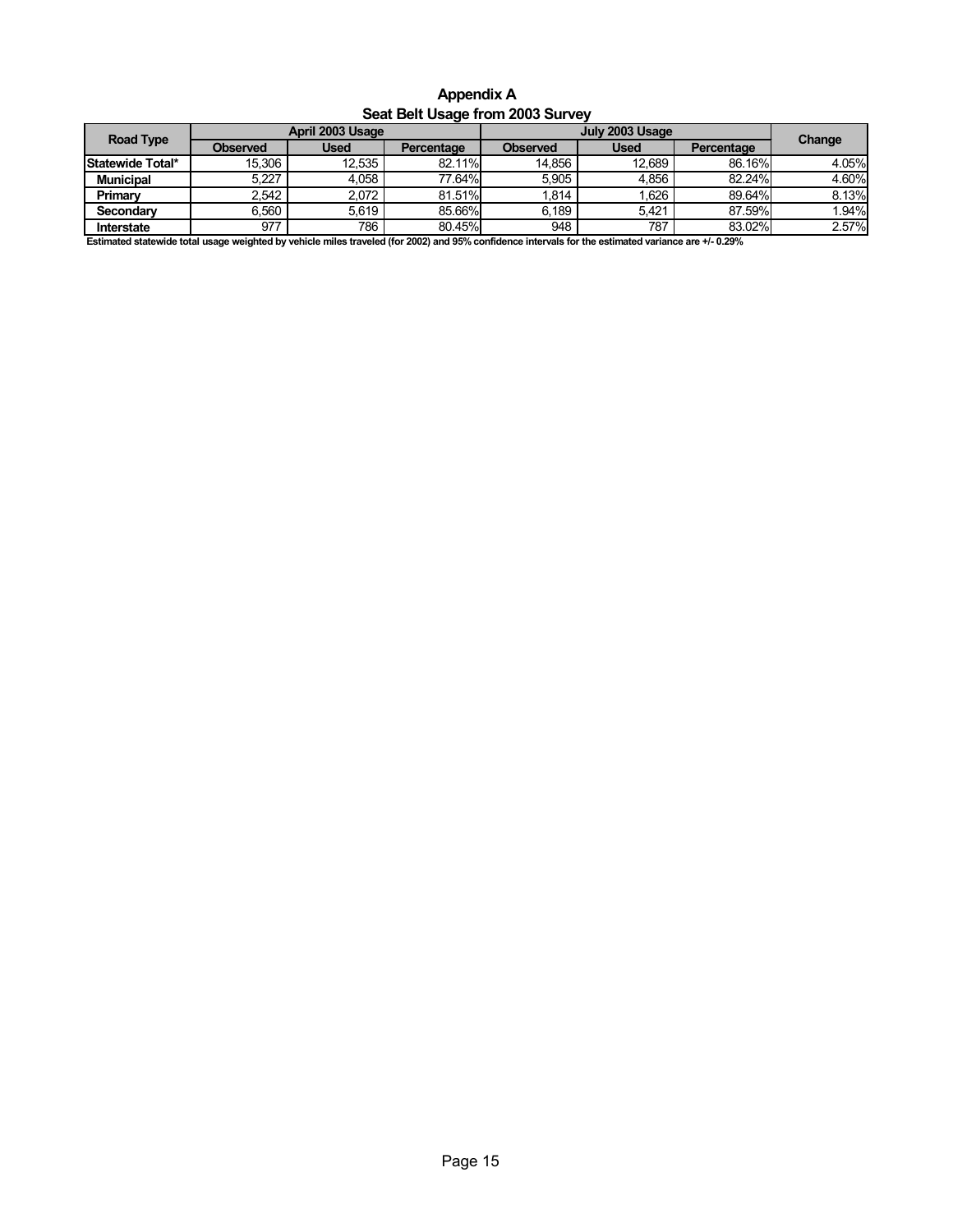## Appendix A

### Seat Belt Usage from 2003 Survey

| Road Type | April 2003 Usage | | | July 2003 Usage | | | Change |
|---|---|---|---|---|---|---|---|
| | Observed | Used | Percentage | Observed | Used | Percentage | |
| **Statewide Total*** | 15,306 | 12,535 | 82.11% | 14,856 | 12,689 | 86.16% | 4.05% |
| **Municipal** | 5,227 | 4,058 | 77.64% | 5,905 | 4,856 | 82.24% | 4.60% |
| **Primary** | 2,542 | 2,072 | 81.51% | 1,814 | 1,626 | 89.64% | 8.13% |
| **Secondary** | 6,560 | 5,619 | 85.66% | 6,189 | 5,421 | 87.59% | 1.94% |
| **Interstate** | 977 | 786 | 80.45% | 948 | 787 | 83.02% | 2.57% |

**Estimated statewide total usage weighted by vehicle miles traveled (for 2002) and 95% confidence intervals for the estimated variance are +/- 0.29%**